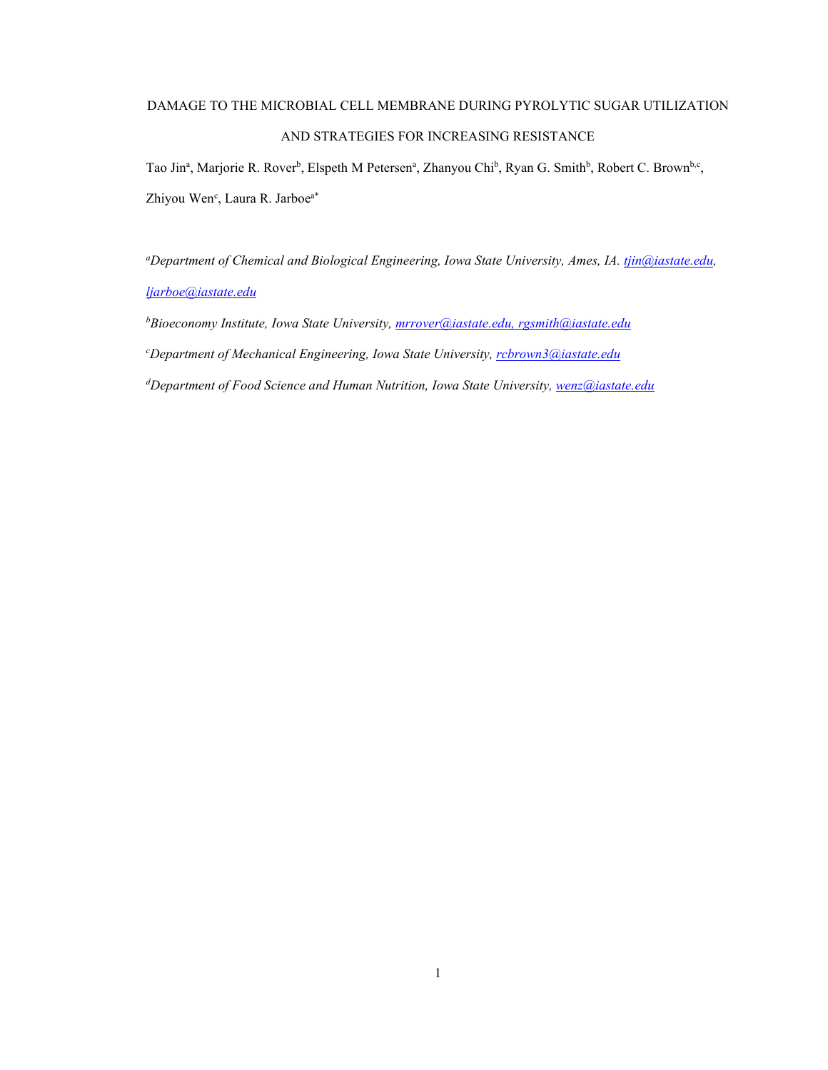# DAMAGE TO THE MICROBIAL CELL MEMBRANE DURING PYROLYTIC SUGAR UTILIZATION AND STRATEGIES FOR INCREASING RESISTANCE

Tao Jin[a], Marjorie R. Rover[b], Elspeth M Petersen[a], Zhanyou Chi[b], Ryan G. Smith[b], Robert C. Brown[b,c], Zhiyou Wen[c], Laura R. Jarboe[a*]

[a]*Department of Chemical and Biological Engineering, Iowa State University, Ames, IA. tjin@iastate.edu, ljarboe@iastate.edu*

[b]*Bioeconomy Institute, Iowa State University, mrrover@iastate.edu, rgsmith@iastate.edu*

[c]*Department of Mechanical Engineering, Iowa State University, rcbrown3@iastate.edu*

[d]*Department of Food Science and Human Nutrition, Iowa State University, wenz@iastate.edu*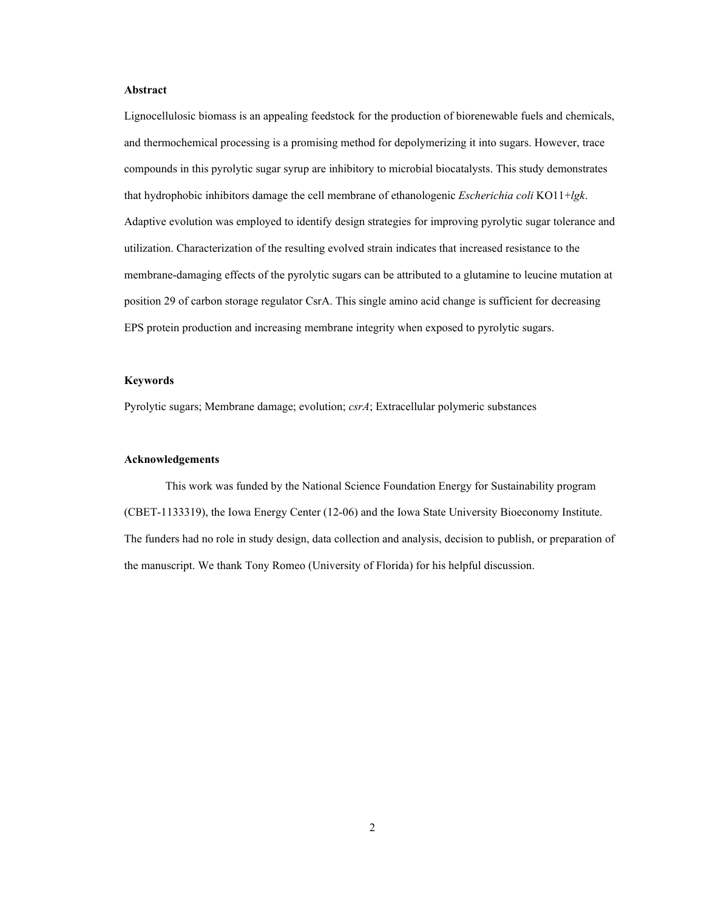## Abstract

Lignocellulosic biomass is an appealing feedstock for the production of biorenewable fuels and chemicals, and thermochemical processing is a promising method for depolymerizing it into sugars. However, trace compounds in this pyrolytic sugar syrup are inhibitory to microbial biocatalysts. This study demonstrates that hydrophobic inhibitors damage the cell membrane of ethanologenic *Escherichia coli* KO11+*lgk*. Adaptive evolution was employed to identify design strategies for improving pyrolytic sugar tolerance and utilization. Characterization of the resulting evolved strain indicates that increased resistance to the membrane-damaging effects of the pyrolytic sugars can be attributed to a glutamine to leucine mutation at position 29 of carbon storage regulator CsrA. This single amino acid change is sufficient for decreasing EPS protein production and increasing membrane integrity when exposed to pyrolytic sugars.

## Keywords

Pyrolytic sugars; Membrane damage; evolution; *csrA*; Extracellular polymeric substances

## Acknowledgements

This work was funded by the National Science Foundation Energy for Sustainability program (CBET-1133319), the Iowa Energy Center (12-06) and the Iowa State University Bioeconomy Institute. The funders had no role in study design, data collection and analysis, decision to publish, or preparation of the manuscript. We thank Tony Romeo (University of Florida) for his helpful discussion.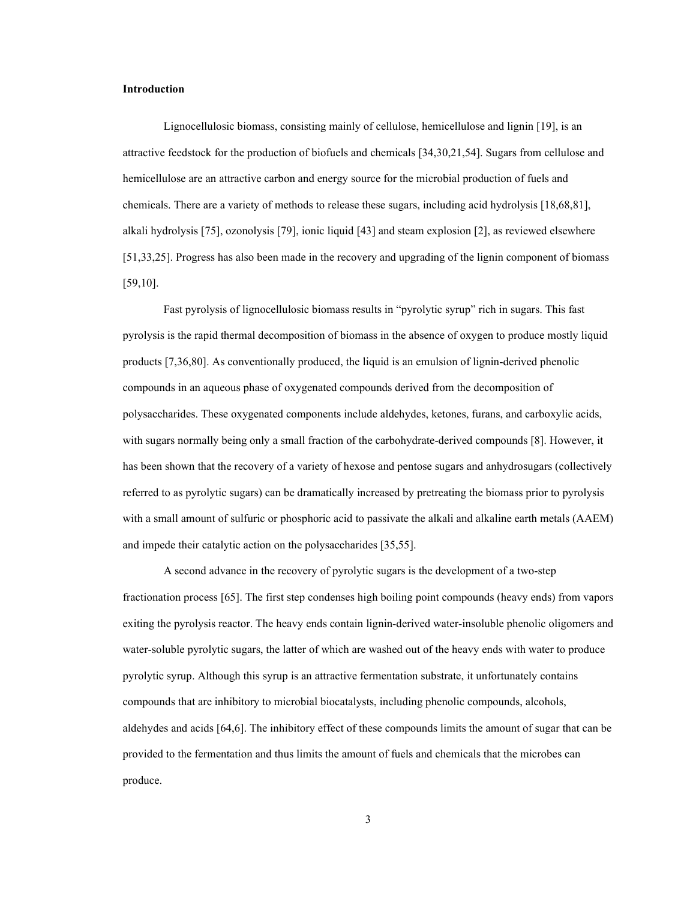## Introduction

Lignocellulosic biomass, consisting mainly of cellulose, hemicellulose and lignin [19], is an attractive feedstock for the production of biofuels and chemicals [34,30,21,54]. Sugars from cellulose and hemicellulose are an attractive carbon and energy source for the microbial production of fuels and chemicals. There are a variety of methods to release these sugars, including acid hydrolysis [18,68,81], alkali hydrolysis [75], ozonolysis [79], ionic liquid [43] and steam explosion [2], as reviewed elsewhere [51,33,25]. Progress has also been made in the recovery and upgrading of the lignin component of biomass [59,10].

Fast pyrolysis of lignocellulosic biomass results in "pyrolytic syrup" rich in sugars. This fast pyrolysis is the rapid thermal decomposition of biomass in the absence of oxygen to produce mostly liquid products [7,36,80]. As conventionally produced, the liquid is an emulsion of lignin-derived phenolic compounds in an aqueous phase of oxygenated compounds derived from the decomposition of polysaccharides. These oxygenated components include aldehydes, ketones, furans, and carboxylic acids, with sugars normally being only a small fraction of the carbohydrate-derived compounds [8]. However, it has been shown that the recovery of a variety of hexose and pentose sugars and anhydrosugars (collectively referred to as pyrolytic sugars) can be dramatically increased by pretreating the biomass prior to pyrolysis with a small amount of sulfuric or phosphoric acid to passivate the alkali and alkaline earth metals (AAEM) and impede their catalytic action on the polysaccharides [35,55].

A second advance in the recovery of pyrolytic sugars is the development of a two-step fractionation process [65]. The first step condenses high boiling point compounds (heavy ends) from vapors exiting the pyrolysis reactor. The heavy ends contain lignin-derived water-insoluble phenolic oligomers and water-soluble pyrolytic sugars, the latter of which are washed out of the heavy ends with water to produce pyrolytic syrup. Although this syrup is an attractive fermentation substrate, it unfortunately contains compounds that are inhibitory to microbial biocatalysts, including phenolic compounds, alcohols, aldehydes and acids [64,6]. The inhibitory effect of these compounds limits the amount of sugar that can be provided to the fermentation and thus limits the amount of fuels and chemicals that the microbes can produce.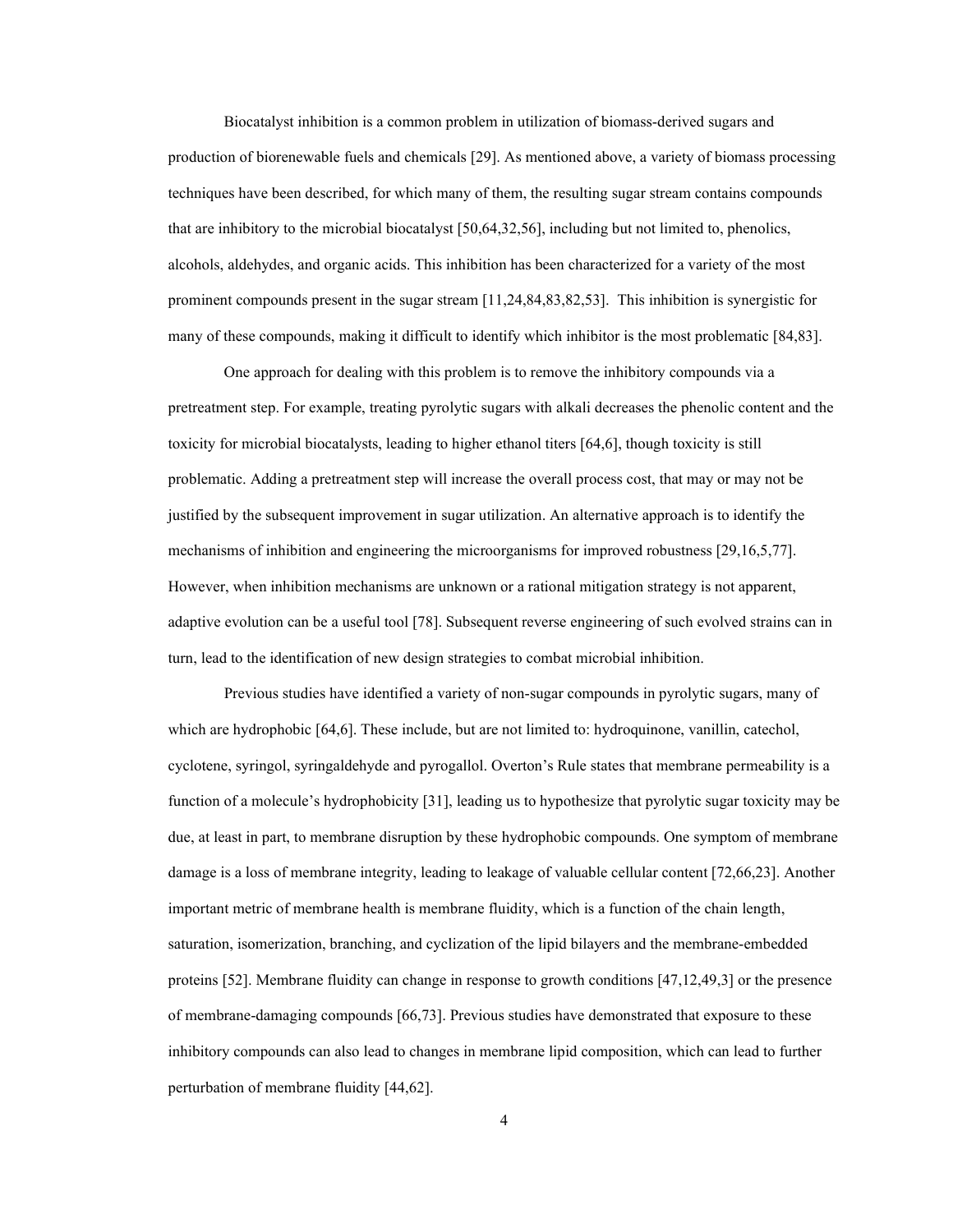Biocatalyst inhibition is a common problem in utilization of biomass-derived sugars and production of biorenewable fuels and chemicals [29]. As mentioned above, a variety of biomass processing techniques have been described, for which many of them, the resulting sugar stream contains compounds that are inhibitory to the microbial biocatalyst [50,64,32,56], including but not limited to, phenolics, alcohols, aldehydes, and organic acids. This inhibition has been characterized for a variety of the most prominent compounds present in the sugar stream [11,24,84,83,82,53]. This inhibition is synergistic for many of these compounds, making it difficult to identify which inhibitor is the most problematic [84,83].

One approach for dealing with this problem is to remove the inhibitory compounds via a pretreatment step. For example, treating pyrolytic sugars with alkali decreases the phenolic content and the toxicity for microbial biocatalysts, leading to higher ethanol titers [64,6], though toxicity is still problematic. Adding a pretreatment step will increase the overall process cost, that may or may not be justified by the subsequent improvement in sugar utilization. An alternative approach is to identify the mechanisms of inhibition and engineering the microorganisms for improved robustness [29,16,5,77]. However, when inhibition mechanisms are unknown or a rational mitigation strategy is not apparent, adaptive evolution can be a useful tool [78]. Subsequent reverse engineering of such evolved strains can in turn, lead to the identification of new design strategies to combat microbial inhibition.

Previous studies have identified a variety of non-sugar compounds in pyrolytic sugars, many of which are hydrophobic [64,6]. These include, but are not limited to: hydroquinone, vanillin, catechol, cyclotene, syringol, syringaldehyde and pyrogallol. Overton's Rule states that membrane permeability is a function of a molecule's hydrophobicity [31], leading us to hypothesize that pyrolytic sugar toxicity may be due, at least in part, to membrane disruption by these hydrophobic compounds. One symptom of membrane damage is a loss of membrane integrity, leading to leakage of valuable cellular content [72,66,23]. Another important metric of membrane health is membrane fluidity, which is a function of the chain length, saturation, isomerization, branching, and cyclization of the lipid bilayers and the membrane-embedded proteins [52]. Membrane fluidity can change in response to growth conditions [47,12,49,3] or the presence of membrane-damaging compounds [66,73]. Previous studies have demonstrated that exposure to these inhibitory compounds can also lead to changes in membrane lipid composition, which can lead to further perturbation of membrane fluidity [44,62].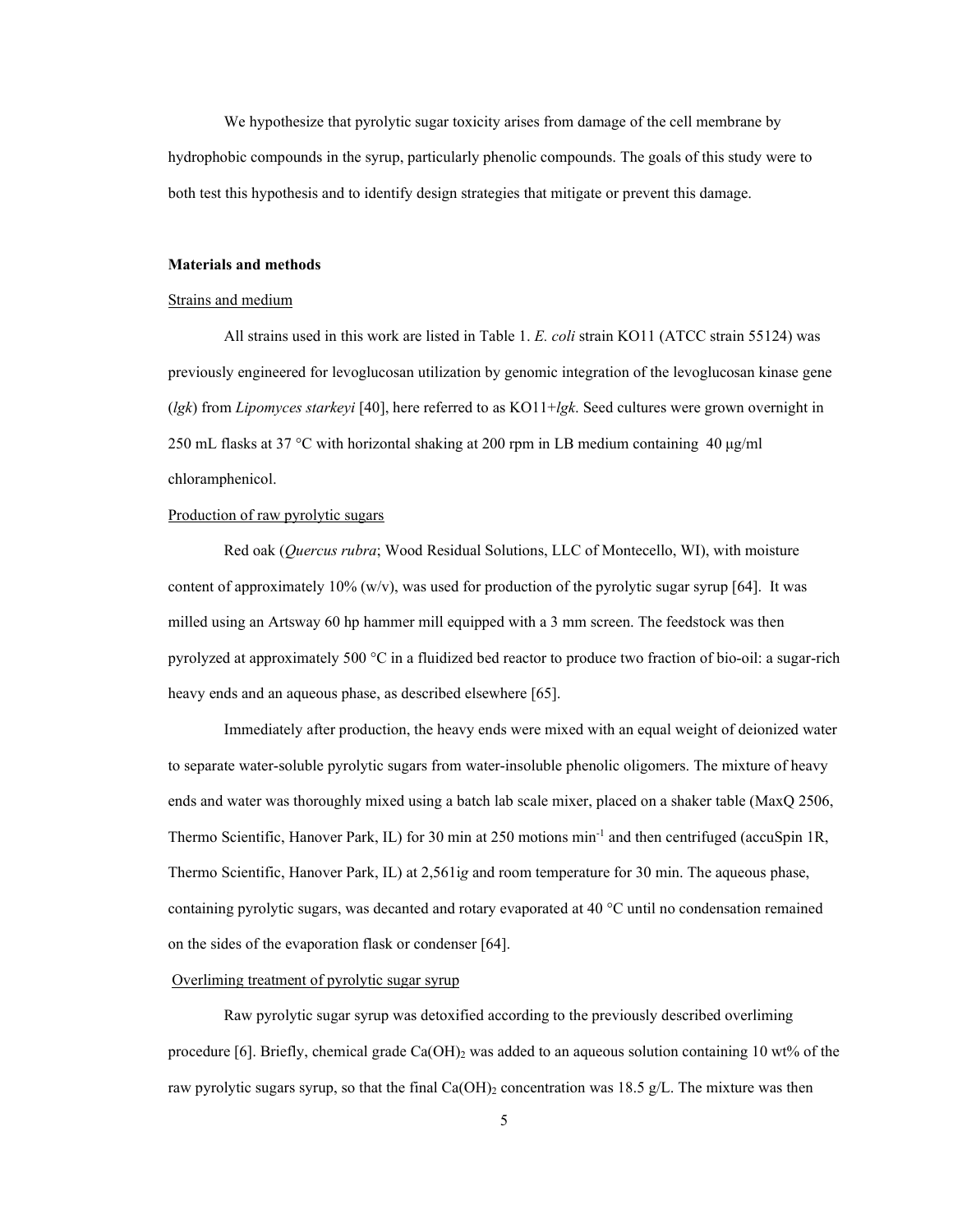We hypothesize that pyrolytic sugar toxicity arises from damage of the cell membrane by hydrophobic compounds in the syrup, particularly phenolic compounds. The goals of this study were to both test this hypothesis and to identify design strategies that mitigate or prevent this damage.

## Materials and methods

### Strains and medium

All strains used in this work are listed in Table 1. *E. coli* strain KO11 (ATCC strain 55124) was previously engineered for levoglucosan utilization by genomic integration of the levoglucosan kinase gene (*lgk*) from *Lipomyces starkeyi* [40], here referred to as KO11+*lgk*. Seed cultures were grown overnight in 250 mL flasks at 37 °C with horizontal shaking at 200 rpm in LB medium containing 40 μg/ml chloramphenicol.

### Production of raw pyrolytic sugars

Red oak (*Quercus rubra*; Wood Residual Solutions, LLC of Montecello, WI), with moisture content of approximately 10% (w/v), was used for production of the pyrolytic sugar syrup [64]. It was milled using an Artsway 60 hp hammer mill equipped with a 3 mm screen. The feedstock was then pyrolyzed at approximately 500 °C in a fluidized bed reactor to produce two fraction of bio-oil: a sugar-rich heavy ends and an aqueous phase, as described elsewhere [65].

Immediately after production, the heavy ends were mixed with an equal weight of deionized water to separate water-soluble pyrolytic sugars from water-insoluble phenolic oligomers. The mixture of heavy ends and water was thoroughly mixed using a batch lab scale mixer, placed on a shaker table (MaxQ 2506, Thermo Scientific, Hanover Park, IL) for 30 min at 250 motions $min^{-1}$ and then centrifuged (accuSpin 1R, Thermo Scientific, Hanover Park, IL) at 2,561*g* and room temperature for 30 min. The aqueous phase, containing pyrolytic sugars, was decanted and rotary evaporated at 40 °C until no condensation remained on the sides of the evaporation flask or condenser [64].

### Overliming treatment of pyrolytic sugar syrup

Raw pyrolytic sugar syrup was detoxified according to the previously described overliming procedure [6]. Briefly, chemical grade $Ca(OH)_2$ was added to an aqueous solution containing 10 wt% of the raw pyrolytic sugars syrup, so that the final $Ca(OH)_2$ concentration was 18.5 g/L. The mixture was then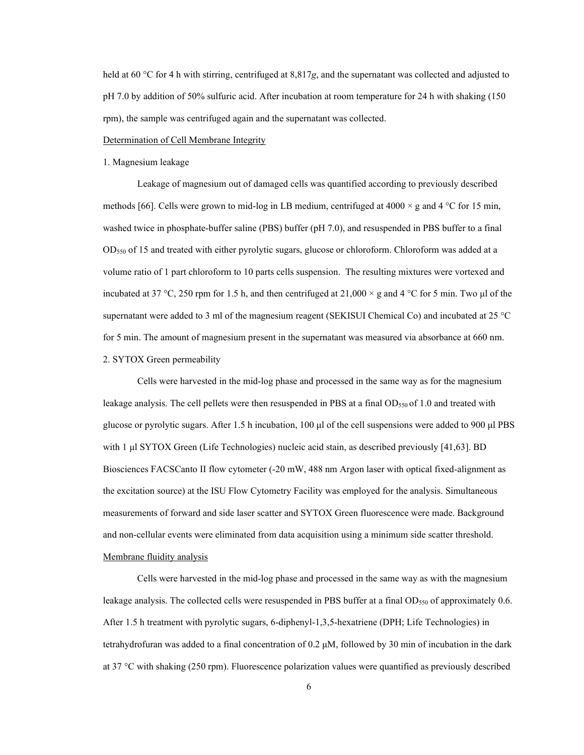held at 60 °C for 4 h with stirring, centrifuged at 8,817*g*, and the supernatant was collected and adjusted to pH 7.0 by addition of 50% sulfuric acid. After incubation at room temperature for 24 h with shaking (150 rpm), the sample was centrifuged again and the supernatant was collected.

<u>Determination of Cell Membrane Integrity</u>

1. Magnesium leakage

Leakage of magnesium out of damaged cells was quantified according to previously described methods [66]. Cells were grown to mid-log in LB medium, centrifuged at 4000 × g and 4 °C for 15 min, washed twice in phosphate-buffer saline (PBS) buffer (pH 7.0), and resuspended in PBS buffer to a final $OD_{550}$ of 15 and treated with either pyrolytic sugars, glucose or chloroform. Chloroform was added at a volume ratio of 1 part chloroform to 10 parts cells suspension. The resulting mixtures were vortexed and incubated at 37 °C, 250 rpm for 1.5 h, and then centrifuged at 21,000 × g and 4 °C for 5 min. Two µl of the supernatant were added to 3 ml of the magnesium reagent (SEKISUI Chemical Co) and incubated at 25 °C for 5 min. The amount of magnesium present in the supernatant was measured via absorbance at 660 nm.

2. SYTOX Green permeability

Cells were harvested in the mid-log phase and processed in the same way as for the magnesium leakage analysis. The cell pellets were then resuspended in PBS at a final $OD_{550}$ of 1.0 and treated with glucose or pyrolytic sugars. After 1.5 h incubation, 100 µl of the cell suspensions were added to 900 µl PBS with 1 µl SYTOX Green (Life Technologies) nucleic acid stain, as described previously [41,63]. BD Biosciences FACSCanto II flow cytometer (-20 mW, 488 nm Argon laser with optical fixed-alignment as the excitation source) at the ISU Flow Cytometry Facility was employed for the analysis. Simultaneous measurements of forward and side laser scatter and SYTOX Green fluorescence were made. Background and non-cellular events were eliminated from data acquisition using a minimum side scatter threshold.

<u>Membrane fluidity analysis</u>

Cells were harvested in the mid-log phase and processed in the same way as with the magnesium leakage analysis. The collected cells were resuspended in PBS buffer at a final $OD_{550}$ of approximately 0.6. After 1.5 h treatment with pyrolytic sugars, 6-diphenyl-1,3,5-hexatriene (DPH; Life Technologies) in tetrahydrofuran was added to a final concentration of 0.2 µM, followed by 30 min of incubation in the dark at 37 °C with shaking (250 rpm). Fluorescence polarization values were quantified as previously described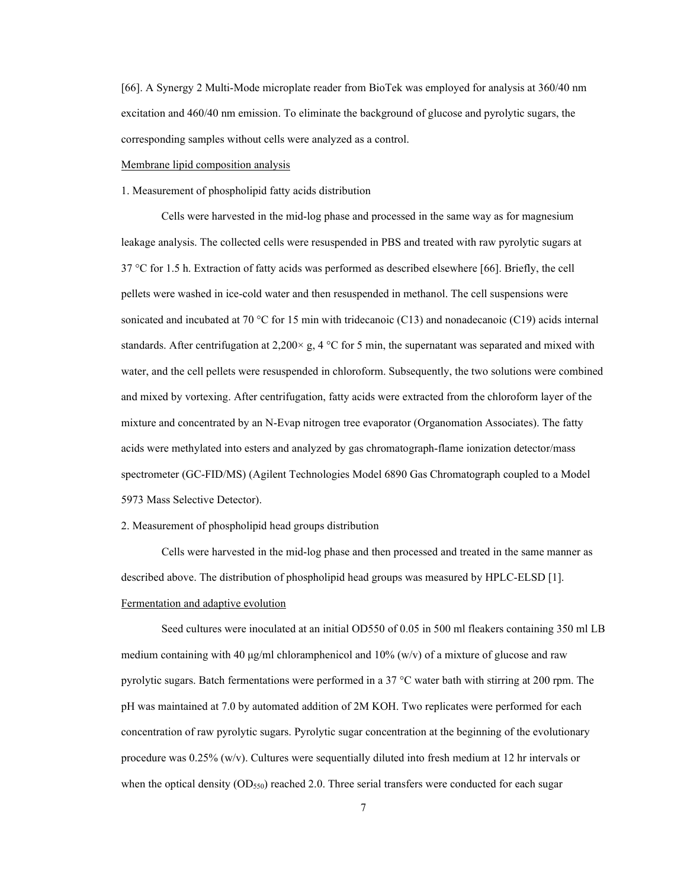[66]. A Synergy 2 Multi-Mode microplate reader from BioTek was employed for analysis at 360/40 nm excitation and 460/40 nm emission. To eliminate the background of glucose and pyrolytic sugars, the corresponding samples without cells were analyzed as a control.

Membrane lipid composition analysis

1. Measurement of phospholipid fatty acids distribution

Cells were harvested in the mid-log phase and processed in the same way as for magnesium leakage analysis. The collected cells were resuspended in PBS and treated with raw pyrolytic sugars at 37 °C for 1.5 h. Extraction of fatty acids was performed as described elsewhere [66]. Briefly, the cell pellets were washed in ice-cold water and then resuspended in methanol. The cell suspensions were sonicated and incubated at 70 °C for 15 min with tridecanoic (C13) and nonadecanoic (C19) acids internal standards. After centrifugation at 2,200× g, 4 °C for 5 min, the supernatant was separated and mixed with water, and the cell pellets were resuspended in chloroform. Subsequently, the two solutions were combined and mixed by vortexing. After centrifugation, fatty acids were extracted from the chloroform layer of the mixture and concentrated by an N-Evap nitrogen tree evaporator (Organomation Associates). The fatty acids were methylated into esters and analyzed by gas chromatograph-flame ionization detector/mass spectrometer (GC-FID/MS) (Agilent Technologies Model 6890 Gas Chromatograph coupled to a Model 5973 Mass Selective Detector).

2. Measurement of phospholipid head groups distribution

Cells were harvested in the mid-log phase and then processed and treated in the same manner as described above. The distribution of phospholipid head groups was measured by HPLC-ELSD [1].

Fermentation and adaptive evolution

Seed cultures were inoculated at an initial OD550 of 0.05 in 500 ml fleakers containing 350 ml LB medium containing with 40 μg/ml chloramphenicol and 10% (w/v) of a mixture of glucose and raw pyrolytic sugars. Batch fermentations were performed in a 37 °C water bath with stirring at 200 rpm. The pH was maintained at 7.0 by automated addition of 2M KOH. Two replicates were performed for each concentration of raw pyrolytic sugars. Pyrolytic sugar concentration at the beginning of the evolutionary procedure was 0.25% (w/v). Cultures were sequentially diluted into fresh medium at 12 hr intervals or when the optical density ($OD_{550}$) reached 2.0. Three serial transfers were conducted for each sugar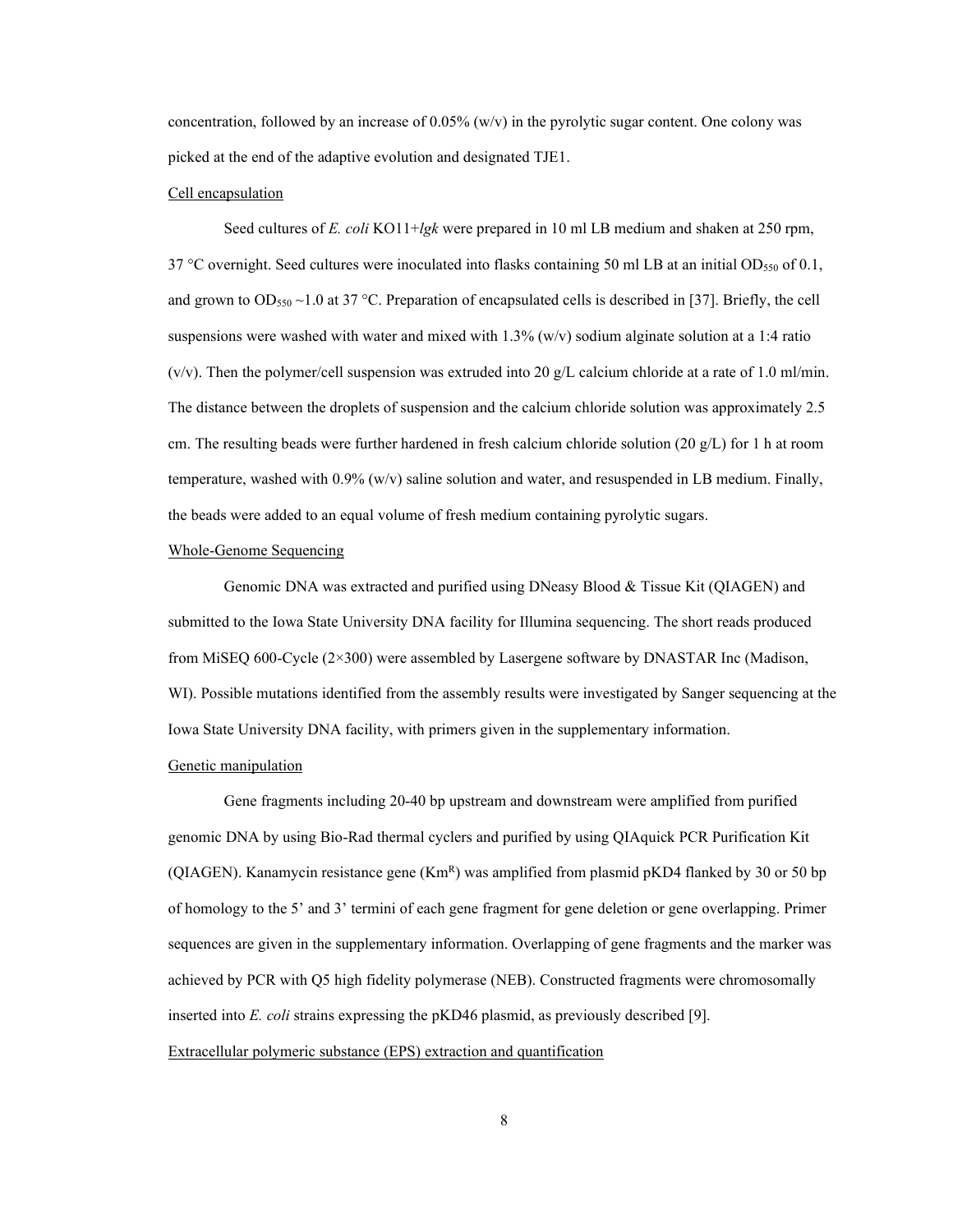concentration, followed by an increase of 0.05% (w/v) in the pyrolytic sugar content. One colony was picked at the end of the adaptive evolution and designated TJE1.

<u>Cell encapsulation</u>

Seed cultures of *E. coli* KO11+*lgk* were prepared in 10 ml LB medium and shaken at 250 rpm, 37 °C overnight. Seed cultures were inoculated into flasks containing 50 ml LB at an initial $OD_{550}$ of 0.1, and grown to $OD_{550}$ ~1.0 at 37 °C. Preparation of encapsulated cells is described in [37]. Briefly, the cell suspensions were washed with water and mixed with 1.3% (w/v) sodium alginate solution at a 1:4 ratio (v/v). Then the polymer/cell suspension was extruded into 20 g/L calcium chloride at a rate of 1.0 ml/min. The distance between the droplets of suspension and the calcium chloride solution was approximately 2.5 cm. The resulting beads were further hardened in fresh calcium chloride solution (20 g/L) for 1 h at room temperature, washed with 0.9% (w/v) saline solution and water, and resuspended in LB medium. Finally, the beads were added to an equal volume of fresh medium containing pyrolytic sugars.

<u>Whole-Genome Sequencing</u>

Genomic DNA was extracted and purified using DNeasy Blood & Tissue Kit (QIAGEN) and submitted to the Iowa State University DNA facility for Illumina sequencing. The short reads produced from MiSEQ 600-Cycle (2×300) were assembled by Lasergene software by DNASTAR Inc (Madison, WI). Possible mutations identified from the assembly results were investigated by Sanger sequencing at the Iowa State University DNA facility, with primers given in the supplementary information.

<u>Genetic manipulation</u>

Gene fragments including 20-40 bp upstream and downstream were amplified from purified genomic DNA by using Bio-Rad thermal cyclers and purified by using QIAquick PCR Purification Kit (QIAGEN). Kanamycin resistance gene ($Km^R$) was amplified from plasmid pKD4 flanked by 30 or 50 bp of homology to the 5' and 3' termini of each gene fragment for gene deletion or gene overlapping. Primer sequences are given in the supplementary information. Overlapping of gene fragments and the marker was achieved by PCR with Q5 high fidelity polymerase (NEB). Constructed fragments were chromosomally inserted into *E. coli* strains expressing the pKD46 plasmid, as previously described [9].

<u>Extracellular polymeric substance (EPS) extraction and quantification</u>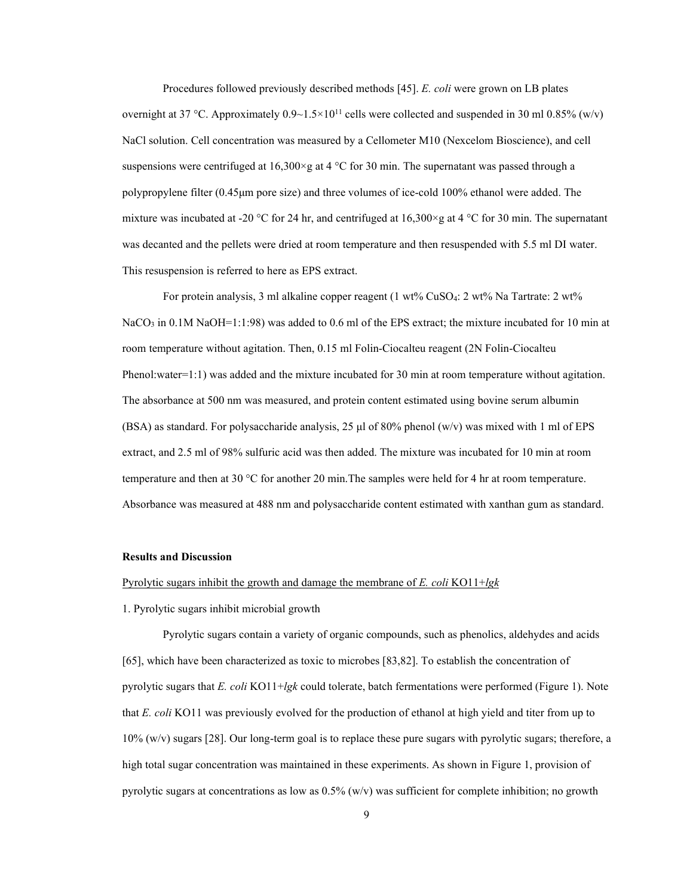Procedures followed previously described methods [45]. *E. coli* were grown on LB plates overnight at 37 °C. Approximately $0.9\sim1.5\times10^{11}$ cells were collected and suspended in 30 ml 0.85% (w/v) NaCl solution. Cell concentration was measured by a Cellometer M10 (Nexcelom Bioscience), and cell suspensions were centrifuged at 16,300×g at 4 °C for 30 min. The supernatant was passed through a polypropylene filter (0.45μm pore size) and three volumes of ice-cold 100% ethanol were added. The mixture was incubated at -20 °C for 24 hr, and centrifuged at 16,300×g at 4 °C for 30 min. The supernatant was decanted and the pellets were dried at room temperature and then resuspended with 5.5 ml DI water. This resuspension is referred to here as EPS extract.

For protein analysis, 3 ml alkaline copper reagent (1 wt% $CuSO_4$: 2 wt% Na Tartrate: 2 wt% $NaCO_3$ in 0.1M NaOH=1:1:98) was added to 0.6 ml of the EPS extract; the mixture incubated for 10 min at room temperature without agitation. Then, 0.15 ml Folin-Ciocalteu reagent (2N Folin-Ciocalteu Phenol:water=1:1) was added and the mixture incubated for 30 min at room temperature without agitation. The absorbance at 500 nm was measured, and protein content estimated using bovine serum albumin (BSA) as standard. For polysaccharide analysis, 25 μl of 80% phenol (w/v) was mixed with 1 ml of EPS extract, and 2.5 ml of 98% sulfuric acid was then added. The mixture was incubated for 10 min at room temperature and then at 30 °C for another 20 min.The samples were held for 4 hr at room temperature. Absorbance was measured at 488 nm and polysaccharide content estimated with xanthan gum as standard.

## Results and Discussion

<u>Pyrolytic sugars inhibit the growth and damage the membrane of *E. coli* KO11+*lgk*</u>

1. Pyrolytic sugars inhibit microbial growth

Pyrolytic sugars contain a variety of organic compounds, such as phenolics, aldehydes and acids [65], which have been characterized as toxic to microbes [83,82]. To establish the concentration of pyrolytic sugars that *E. coli* KO11+*lgk* could tolerate, batch fermentations were performed (Figure 1). Note that *E. coli* KO11 was previously evolved for the production of ethanol at high yield and titer from up to 10% (w/v) sugars [28]. Our long-term goal is to replace these pure sugars with pyrolytic sugars; therefore, a high total sugar concentration was maintained in these experiments. As shown in Figure 1, provision of pyrolytic sugars at concentrations as low as 0.5% (w/v) was sufficient for complete inhibition; no growth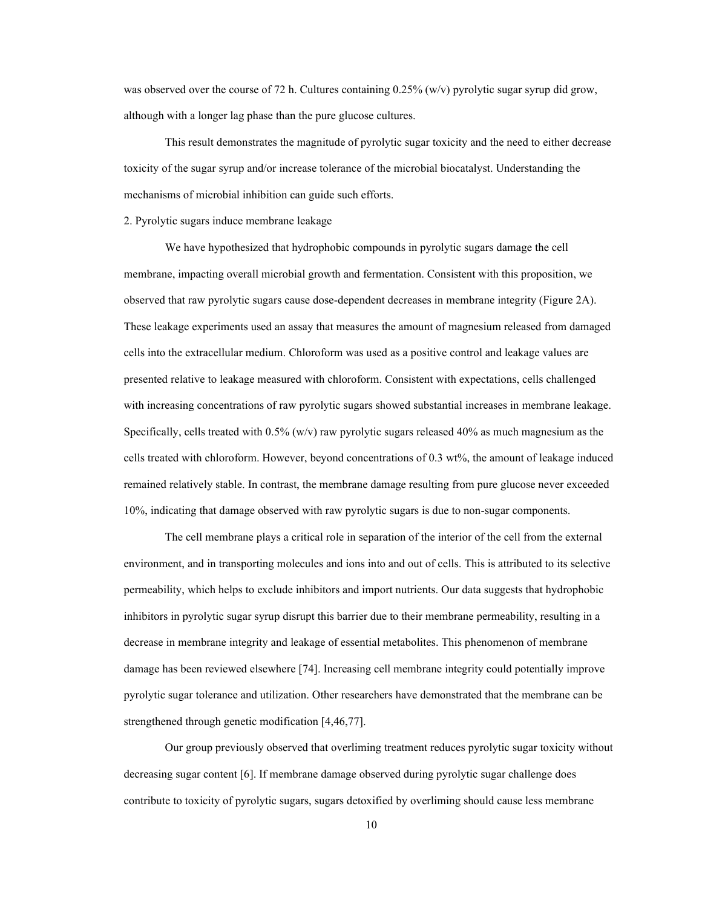was observed over the course of 72 h. Cultures containing 0.25% (w/v) pyrolytic sugar syrup did grow, although with a longer lag phase than the pure glucose cultures.

This result demonstrates the magnitude of pyrolytic sugar toxicity and the need to either decrease toxicity of the sugar syrup and/or increase tolerance of the microbial biocatalyst. Understanding the mechanisms of microbial inhibition can guide such efforts.

2. Pyrolytic sugars induce membrane leakage

We have hypothesized that hydrophobic compounds in pyrolytic sugars damage the cell membrane, impacting overall microbial growth and fermentation. Consistent with this proposition, we observed that raw pyrolytic sugars cause dose-dependent decreases in membrane integrity (Figure 2A). These leakage experiments used an assay that measures the amount of magnesium released from damaged cells into the extracellular medium. Chloroform was used as a positive control and leakage values are presented relative to leakage measured with chloroform. Consistent with expectations, cells challenged with increasing concentrations of raw pyrolytic sugars showed substantial increases in membrane leakage. Specifically, cells treated with 0.5% (w/v) raw pyrolytic sugars released 40% as much magnesium as the cells treated with chloroform. However, beyond concentrations of 0.3 wt%, the amount of leakage induced remained relatively stable. In contrast, the membrane damage resulting from pure glucose never exceeded 10%, indicating that damage observed with raw pyrolytic sugars is due to non-sugar components.

The cell membrane plays a critical role in separation of the interior of the cell from the external environment, and in transporting molecules and ions into and out of cells. This is attributed to its selective permeability, which helps to exclude inhibitors and import nutrients. Our data suggests that hydrophobic inhibitors in pyrolytic sugar syrup disrupt this barrier due to their membrane permeability, resulting in a decrease in membrane integrity and leakage of essential metabolites. This phenomenon of membrane damage has been reviewed elsewhere [74]. Increasing cell membrane integrity could potentially improve pyrolytic sugar tolerance and utilization. Other researchers have demonstrated that the membrane can be strengthened through genetic modification [4,46,77].

Our group previously observed that overliming treatment reduces pyrolytic sugar toxicity without decreasing sugar content [6]. If membrane damage observed during pyrolytic sugar challenge does contribute to toxicity of pyrolytic sugars, sugars detoxified by overliming should cause less membrane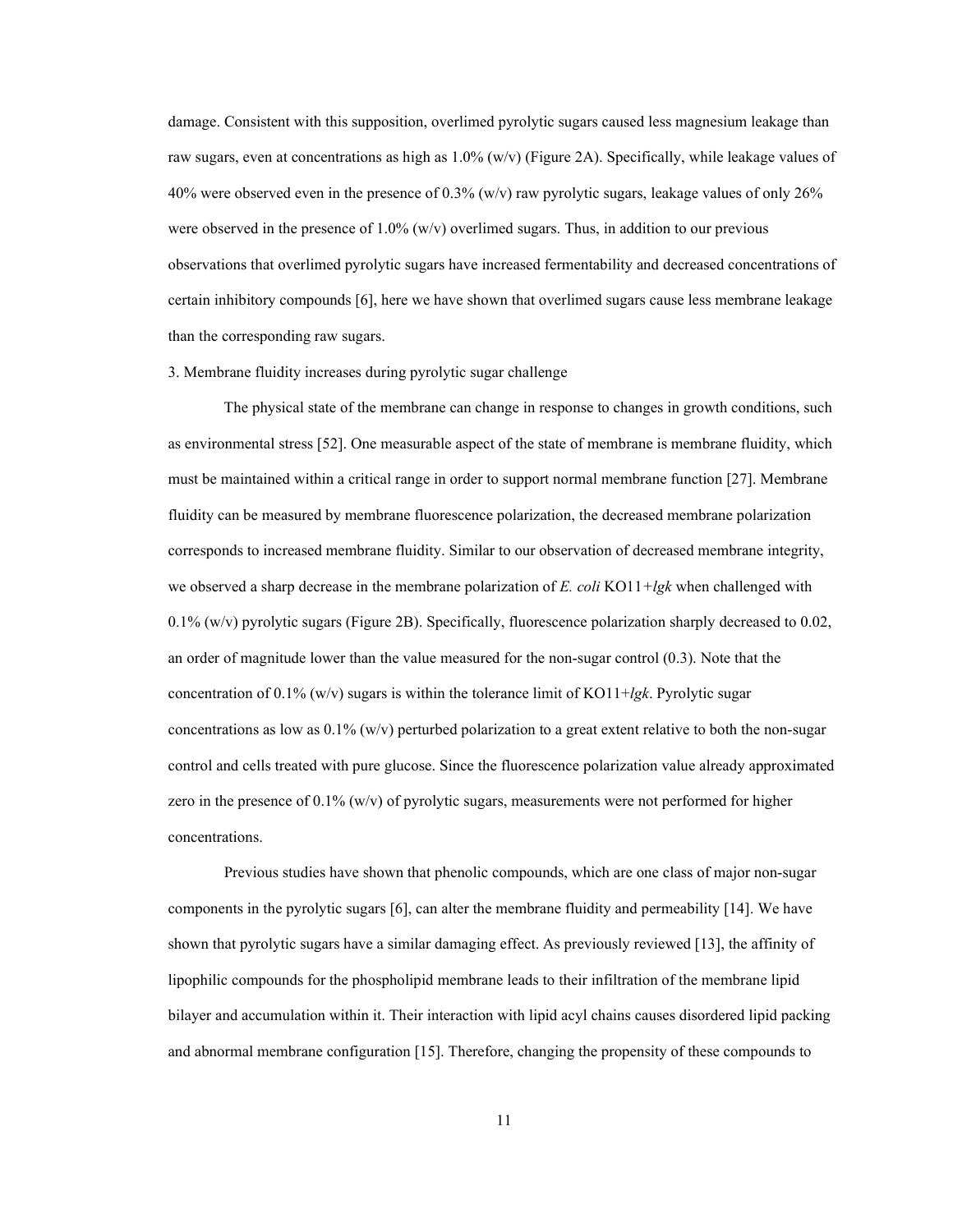damage. Consistent with this supposition, overlimed pyrolytic sugars caused less magnesium leakage than raw sugars, even at concentrations as high as 1.0% (w/v) (Figure 2A). Specifically, while leakage values of 40% were observed even in the presence of 0.3% (w/v) raw pyrolytic sugars, leakage values of only 26% were observed in the presence of 1.0% (w/v) overlimed sugars. Thus, in addition to our previous observations that overlimed pyrolytic sugars have increased fermentability and decreased concentrations of certain inhibitory compounds [6], here we have shown that overlimed sugars cause less membrane leakage than the corresponding raw sugars.

### 3. Membrane fluidity increases during pyrolytic sugar challenge

The physical state of the membrane can change in response to changes in growth conditions, such as environmental stress [52]. One measurable aspect of the state of membrane is membrane fluidity, which must be maintained within a critical range in order to support normal membrane function [27]. Membrane fluidity can be measured by membrane fluorescence polarization, the decreased membrane polarization corresponds to increased membrane fluidity. Similar to our observation of decreased membrane integrity, we observed a sharp decrease in the membrane polarization of *E. coli* KO11+*lgk* when challenged with 0.1% (w/v) pyrolytic sugars (Figure 2B). Specifically, fluorescence polarization sharply decreased to 0.02, an order of magnitude lower than the value measured for the non-sugar control (0.3). Note that the concentration of 0.1% (w/v) sugars is within the tolerance limit of KO11+*lgk*. Pyrolytic sugar concentrations as low as 0.1% (w/v) perturbed polarization to a great extent relative to both the non-sugar control and cells treated with pure glucose. Since the fluorescence polarization value already approximated zero in the presence of 0.1% (w/v) of pyrolytic sugars, measurements were not performed for higher concentrations.

Previous studies have shown that phenolic compounds, which are one class of major non-sugar components in the pyrolytic sugars [6], can alter the membrane fluidity and permeability [14]. We have shown that pyrolytic sugars have a similar damaging effect. As previously reviewed [13], the affinity of lipophilic compounds for the phospholipid membrane leads to their infiltration of the membrane lipid bilayer and accumulation within it. Their interaction with lipid acyl chains causes disordered lipid packing and abnormal membrane configuration [15]. Therefore, changing the propensity of these compounds to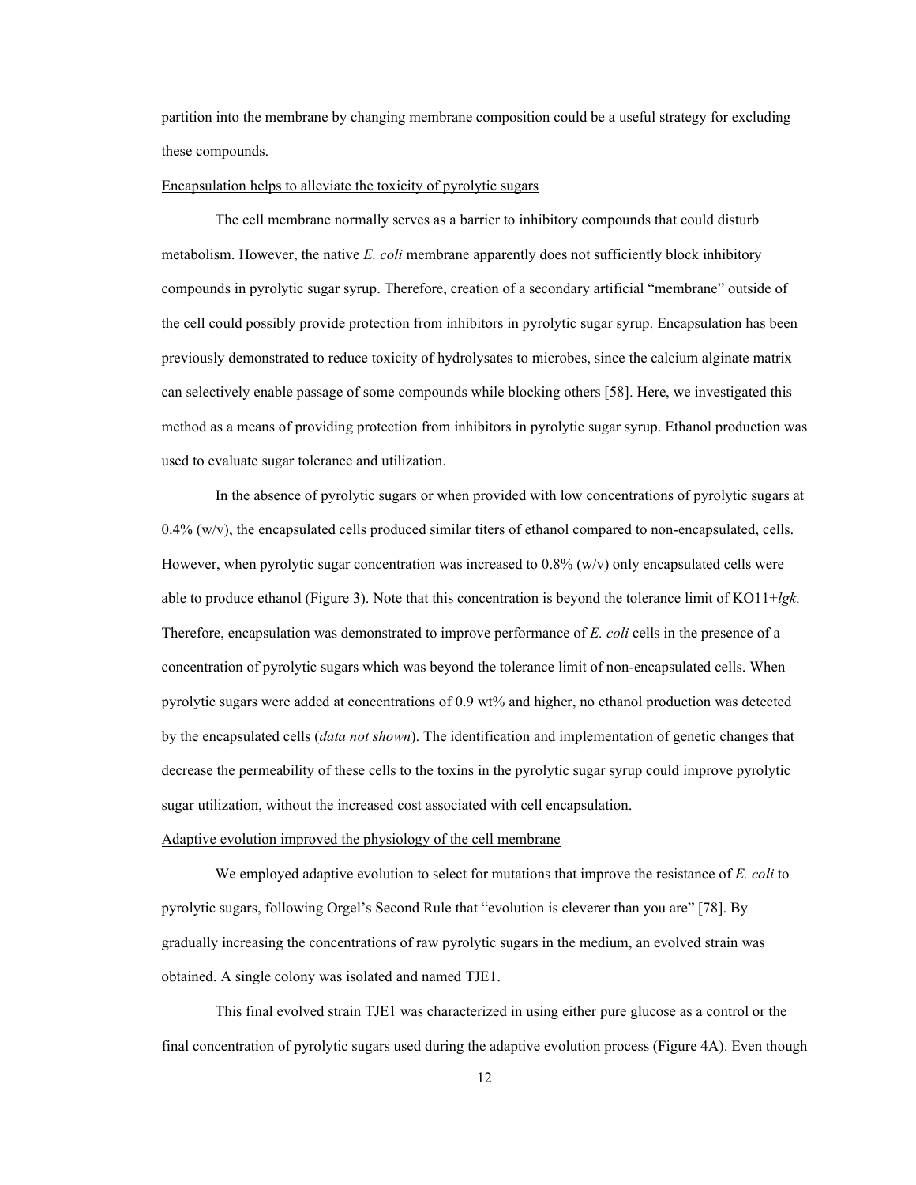partition into the membrane by changing membrane composition could be a useful strategy for excluding these compounds.

<u>Encapsulation helps to alleviate the toxicity of pyrolytic sugars</u>

The cell membrane normally serves as a barrier to inhibitory compounds that could disturb metabolism. However, the native *E. coli* membrane apparently does not sufficiently block inhibitory compounds in pyrolytic sugar syrup. Therefore, creation of a secondary artificial "membrane" outside of the cell could possibly provide protection from inhibitors in pyrolytic sugar syrup. Encapsulation has been previously demonstrated to reduce toxicity of hydrolysates to microbes, since the calcium alginate matrix can selectively enable passage of some compounds while blocking others [58]. Here, we investigated this method as a means of providing protection from inhibitors in pyrolytic sugar syrup. Ethanol production was used to evaluate sugar tolerance and utilization.

In the absence of pyrolytic sugars or when provided with low concentrations of pyrolytic sugars at 0.4% (w/v), the encapsulated cells produced similar titers of ethanol compared to non-encapsulated, cells. However, when pyrolytic sugar concentration was increased to 0.8% (w/v) only encapsulated cells were able to produce ethanol (Figure 3). Note that this concentration is beyond the tolerance limit of KO11+*lgk*. Therefore, encapsulation was demonstrated to improve performance of *E. coli* cells in the presence of a concentration of pyrolytic sugars which was beyond the tolerance limit of non-encapsulated cells. When pyrolytic sugars were added at concentrations of 0.9 wt% and higher, no ethanol production was detected by the encapsulated cells (*data not shown*). The identification and implementation of genetic changes that decrease the permeability of these cells to the toxins in the pyrolytic sugar syrup could improve pyrolytic sugar utilization, without the increased cost associated with cell encapsulation.

<u>Adaptive evolution improved the physiology of the cell membrane</u>

We employed adaptive evolution to select for mutations that improve the resistance of *E. coli* to pyrolytic sugars, following Orgel's Second Rule that "evolution is cleverer than you are" [78]. By gradually increasing the concentrations of raw pyrolytic sugars in the medium, an evolved strain was obtained. A single colony was isolated and named TJE1.

This final evolved strain TJE1 was characterized in using either pure glucose as a control or the final concentration of pyrolytic sugars used during the adaptive evolution process (Figure 4A). Even though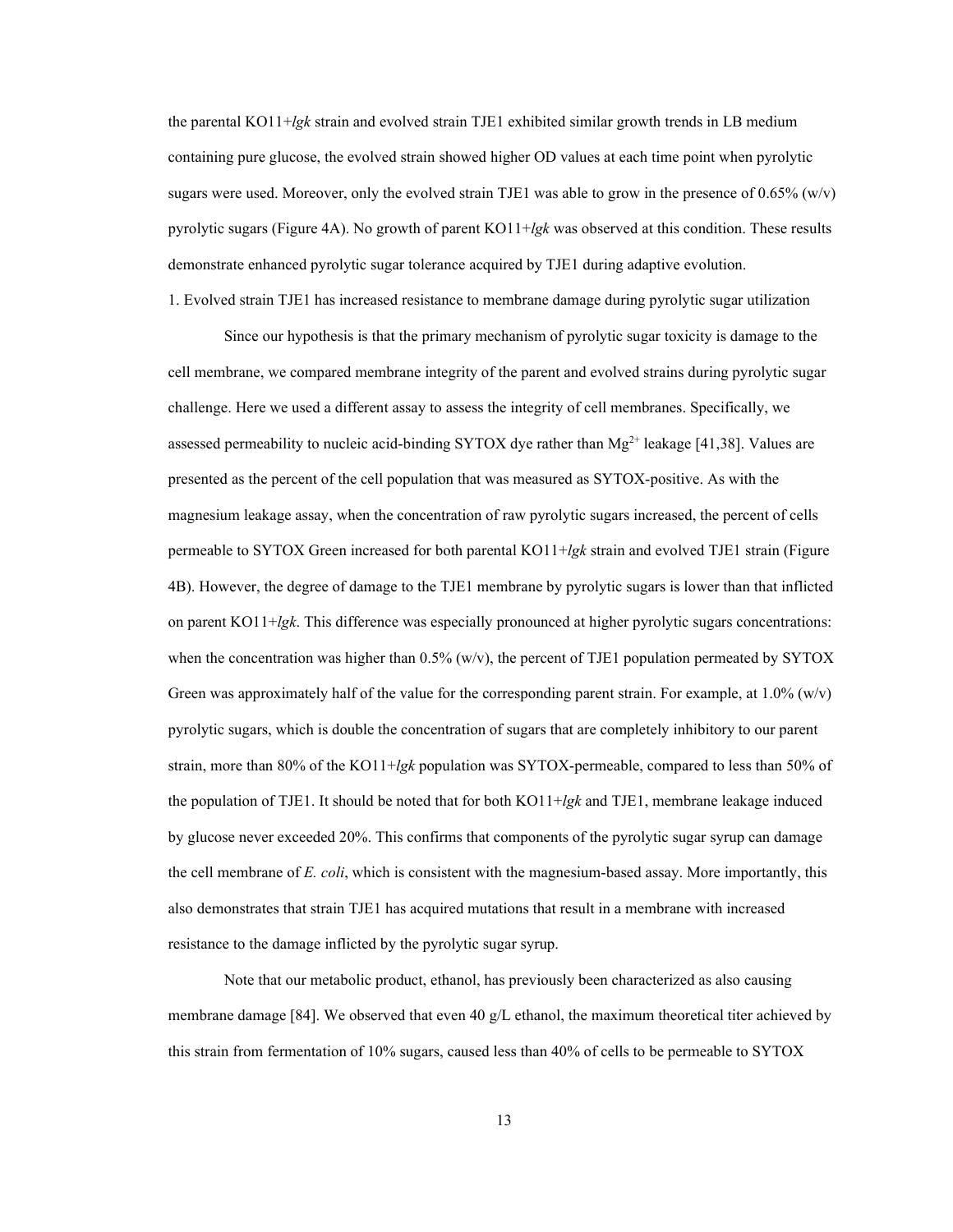the parental KO11+*lgk* strain and evolved strain TJE1 exhibited similar growth trends in LB medium containing pure glucose, the evolved strain showed higher OD values at each time point when pyrolytic sugars were used. Moreover, only the evolved strain TJE1 was able to grow in the presence of 0.65% (w/v) pyrolytic sugars (Figure 4A). No growth of parent KO11+*lgk* was observed at this condition. These results demonstrate enhanced pyrolytic sugar tolerance acquired by TJE1 during adaptive evolution.

1. Evolved strain TJE1 has increased resistance to membrane damage during pyrolytic sugar utilization

Since our hypothesis is that the primary mechanism of pyrolytic sugar toxicity is damage to the cell membrane, we compared membrane integrity of the parent and evolved strains during pyrolytic sugar challenge. Here we used a different assay to assess the integrity of cell membranes. Specifically, we assessed permeability to nucleic acid-binding SYTOX dye rather than $Mg^{2+}$ leakage [41,38]. Values are presented as the percent of the cell population that was measured as SYTOX-positive. As with the magnesium leakage assay, when the concentration of raw pyrolytic sugars increased, the percent of cells permeable to SYTOX Green increased for both parental KO11+*lgk* strain and evolved TJE1 strain (Figure 4B). However, the degree of damage to the TJE1 membrane by pyrolytic sugars is lower than that inflicted on parent KO11+*lgk*. This difference was especially pronounced at higher pyrolytic sugars concentrations: when the concentration was higher than 0.5% (w/v), the percent of TJE1 population permeated by SYTOX Green was approximately half of the value for the corresponding parent strain. For example, at 1.0% (w/v) pyrolytic sugars, which is double the concentration of sugars that are completely inhibitory to our parent strain, more than 80% of the KO11+*lgk* population was SYTOX-permeable, compared to less than 50% of the population of TJE1. It should be noted that for both KO11+*lgk* and TJE1, membrane leakage induced by glucose never exceeded 20%. This confirms that components of the pyrolytic sugar syrup can damage the cell membrane of *E. coli*, which is consistent with the magnesium-based assay. More importantly, this also demonstrates that strain TJE1 has acquired mutations that result in a membrane with increased resistance to the damage inflicted by the pyrolytic sugar syrup.

Note that our metabolic product, ethanol, has previously been characterized as also causing membrane damage [84]. We observed that even 40 g/L ethanol, the maximum theoretical titer achieved by this strain from fermentation of 10% sugars, caused less than 40% of cells to be permeable to SYTOX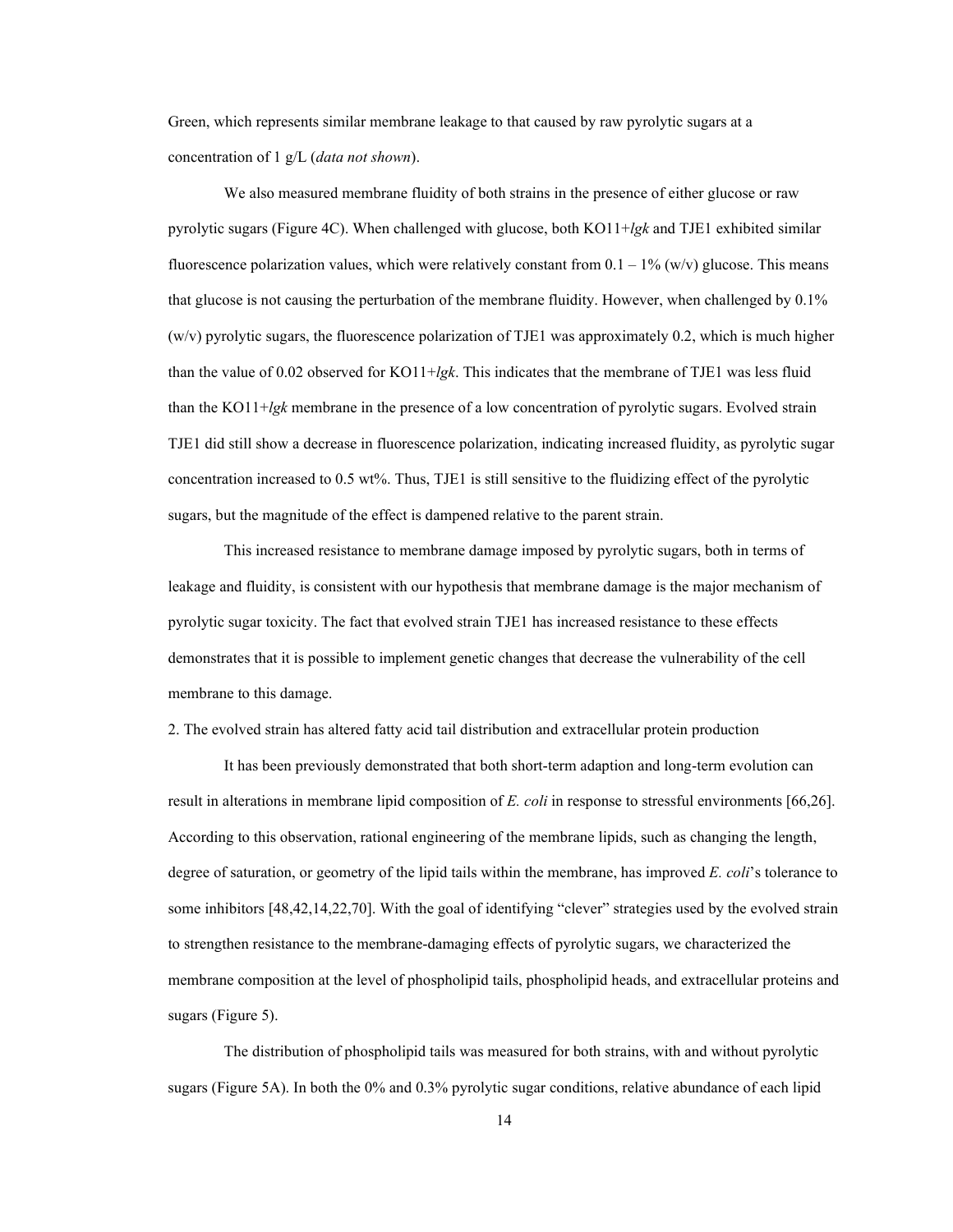Green, which represents similar membrane leakage to that caused by raw pyrolytic sugars at a concentration of 1 g/L (*data not shown*).

We also measured membrane fluidity of both strains in the presence of either glucose or raw pyrolytic sugars (Figure 4C). When challenged with glucose, both KO11+*lgk* and TJE1 exhibited similar fluorescence polarization values, which were relatively constant from 0.1 – 1% (w/v) glucose. This means that glucose is not causing the perturbation of the membrane fluidity. However, when challenged by 0.1% (w/v) pyrolytic sugars, the fluorescence polarization of TJE1 was approximately 0.2, which is much higher than the value of 0.02 observed for KO11+*lgk*. This indicates that the membrane of TJE1 was less fluid than the KO11+*lgk* membrane in the presence of a low concentration of pyrolytic sugars. Evolved strain TJE1 did still show a decrease in fluorescence polarization, indicating increased fluidity, as pyrolytic sugar concentration increased to 0.5 wt%. Thus, TJE1 is still sensitive to the fluidizing effect of the pyrolytic sugars, but the magnitude of the effect is dampened relative to the parent strain.

This increased resistance to membrane damage imposed by pyrolytic sugars, both in terms of leakage and fluidity, is consistent with our hypothesis that membrane damage is the major mechanism of pyrolytic sugar toxicity. The fact that evolved strain TJE1 has increased resistance to these effects demonstrates that it is possible to implement genetic changes that decrease the vulnerability of the cell membrane to this damage.

2. The evolved strain has altered fatty acid tail distribution and extracellular protein production

It has been previously demonstrated that both short-term adaption and long-term evolution can result in alterations in membrane lipid composition of *E. coli* in response to stressful environments [66,26]. According to this observation, rational engineering of the membrane lipids, such as changing the length, degree of saturation, or geometry of the lipid tails within the membrane, has improved *E. coli*'s tolerance to some inhibitors [48,42,14,22,70]. With the goal of identifying "clever" strategies used by the evolved strain to strengthen resistance to the membrane-damaging effects of pyrolytic sugars, we characterized the membrane composition at the level of phospholipid tails, phospholipid heads, and extracellular proteins and sugars (Figure 5).

The distribution of phospholipid tails was measured for both strains, with and without pyrolytic sugars (Figure 5A). In both the 0% and 0.3% pyrolytic sugar conditions, relative abundance of each lipid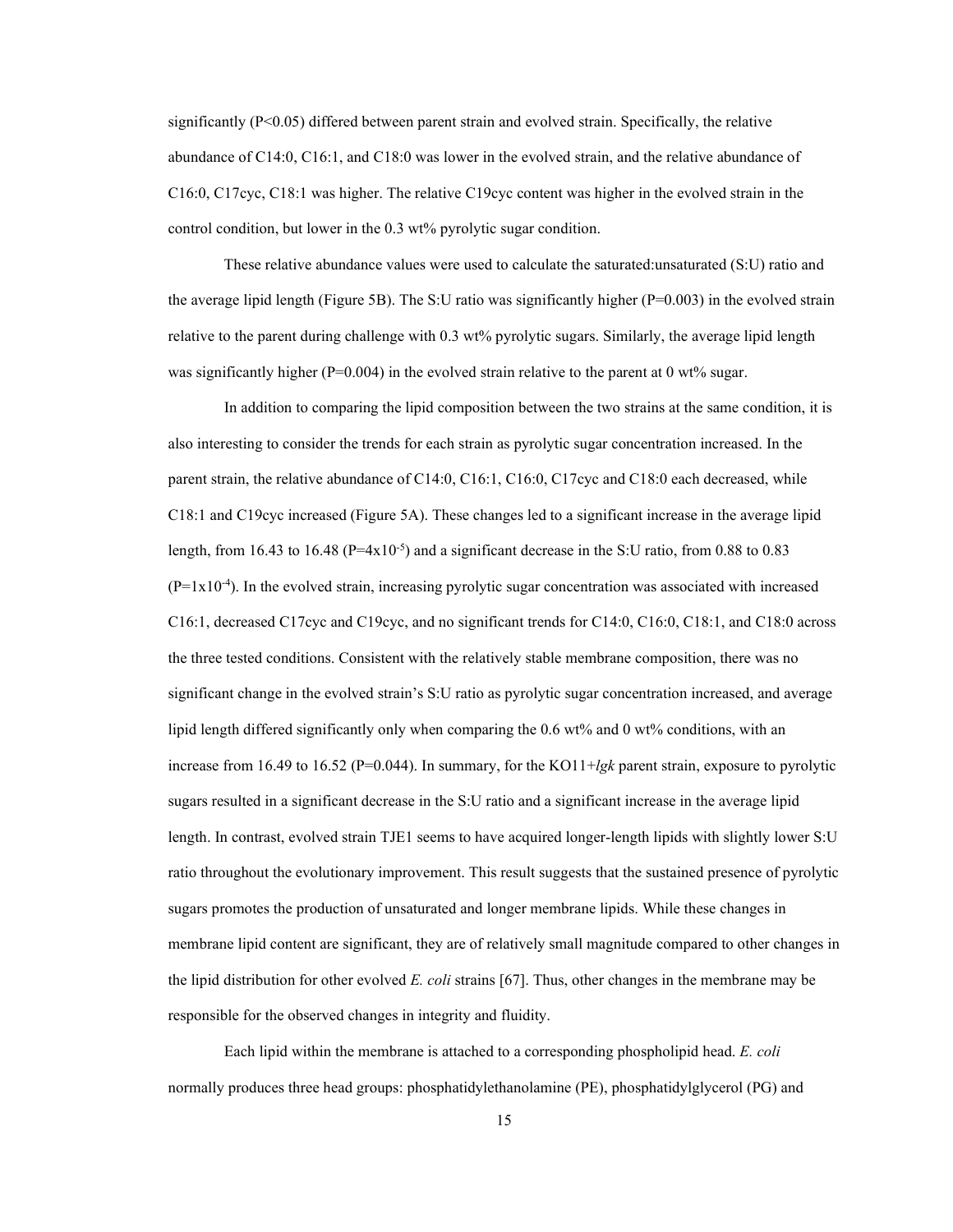significantly ($P<0.05$) differed between parent strain and evolved strain. Specifically, the relative abundance of C14:0, C16:1, and C18:0 was lower in the evolved strain, and the relative abundance of C16:0, C17cyc, C18:1 was higher. The relative C19cyc content was higher in the evolved strain in the control condition, but lower in the 0.3 wt% pyrolytic sugar condition.

These relative abundance values were used to calculate the saturated:unsaturated (S:U) ratio and the average lipid length (Figure 5B). The S:U ratio was significantly higher ($P=0.003$) in the evolved strain relative to the parent during challenge with 0.3 wt% pyrolytic sugars. Similarly, the average lipid length was significantly higher ($P=0.004$) in the evolved strain relative to the parent at 0 wt% sugar.

In addition to comparing the lipid composition between the two strains at the same condition, it is also interesting to consider the trends for each strain as pyrolytic sugar concentration increased. In the parent strain, the relative abundance of C14:0, C16:1, C16:0, C17cyc and C18:0 each decreased, while C18:1 and C19cyc increased (Figure 5A). These changes led to a significant increase in the average lipid length, from 16.43 to 16.48 ($P=4\times10^{-5}$) and a significant decrease in the S:U ratio, from 0.88 to 0.83 ($P=1\times10^{-4}$). In the evolved strain, increasing pyrolytic sugar concentration was associated with increased C16:1, decreased C17cyc and C19cyc, and no significant trends for C14:0, C16:0, C18:1, and C18:0 across the three tested conditions. Consistent with the relatively stable membrane composition, there was no significant change in the evolved strain's S:U ratio as pyrolytic sugar concentration increased, and average lipid length differed significantly only when comparing the 0.6 wt% and 0 wt% conditions, with an increase from 16.49 to 16.52 ($P=0.044$). In summary, for the KO11+*lgk* parent strain, exposure to pyrolytic sugars resulted in a significant decrease in the S:U ratio and a significant increase in the average lipid length. In contrast, evolved strain TJE1 seems to have acquired longer-length lipids with slightly lower S:U ratio throughout the evolutionary improvement. This result suggests that the sustained presence of pyrolytic sugars promotes the production of unsaturated and longer membrane lipids. While these changes in membrane lipid content are significant, they are of relatively small magnitude compared to other changes in the lipid distribution for other evolved *E. coli* strains [67]. Thus, other changes in the membrane may be responsible for the observed changes in integrity and fluidity.

Each lipid within the membrane is attached to a corresponding phospholipid head. *E. coli* normally produces three head groups: phosphatidylethanolamine (PE), phosphatidylglycerol (PG) and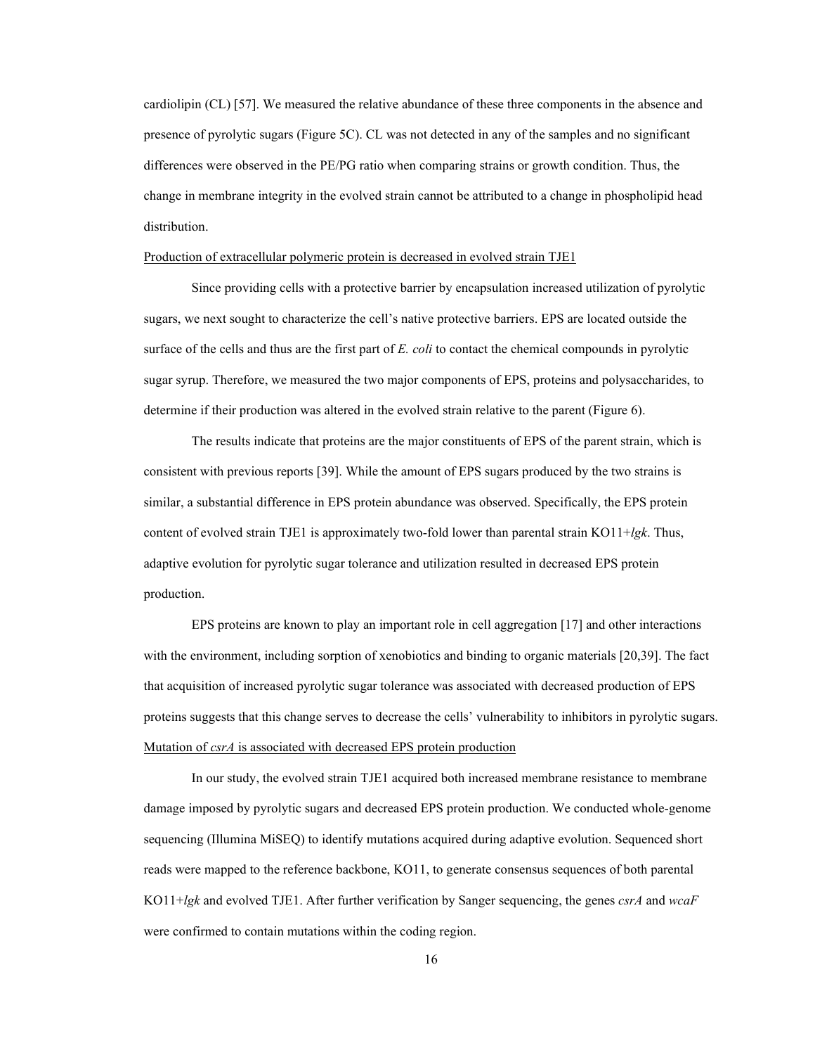cardiolipin (CL) [57]. We measured the relative abundance of these three components in the absence and presence of pyrolytic sugars (Figure 5C). CL was not detected in any of the samples and no significant differences were observed in the PE/PG ratio when comparing strains or growth condition. Thus, the change in membrane integrity in the evolved strain cannot be attributed to a change in phospholipid head distribution.

<u>Production of extracellular polymeric protein is decreased in evolved strain TJE1</u>

Since providing cells with a protective barrier by encapsulation increased utilization of pyrolytic sugars, we next sought to characterize the cell's native protective barriers. EPS are located outside the surface of the cells and thus are the first part of *E. coli* to contact the chemical compounds in pyrolytic sugar syrup. Therefore, we measured the two major components of EPS, proteins and polysaccharides, to determine if their production was altered in the evolved strain relative to the parent (Figure 6).

The results indicate that proteins are the major constituents of EPS of the parent strain, which is consistent with previous reports [39]. While the amount of EPS sugars produced by the two strains is similar, a substantial difference in EPS protein abundance was observed. Specifically, the EPS protein content of evolved strain TJE1 is approximately two-fold lower than parental strain KO11+*lgk*. Thus, adaptive evolution for pyrolytic sugar tolerance and utilization resulted in decreased EPS protein production.

EPS proteins are known to play an important role in cell aggregation [17] and other interactions with the environment, including sorption of xenobiotics and binding to organic materials [20,39]. The fact that acquisition of increased pyrolytic sugar tolerance was associated with decreased production of EPS proteins suggests that this change serves to decrease the cells' vulnerability to inhibitors in pyrolytic sugars.

<u>Mutation of *csrA* is associated with decreased EPS protein production</u>

In our study, the evolved strain TJE1 acquired both increased membrane resistance to membrane damage imposed by pyrolytic sugars and decreased EPS protein production. We conducted whole-genome sequencing (Illumina MiSEQ) to identify mutations acquired during adaptive evolution. Sequenced short reads were mapped to the reference backbone, KO11, to generate consensus sequences of both parental KO11+*lgk* and evolved TJE1. After further verification by Sanger sequencing, the genes *csrA* and *wcaF* were confirmed to contain mutations within the coding region.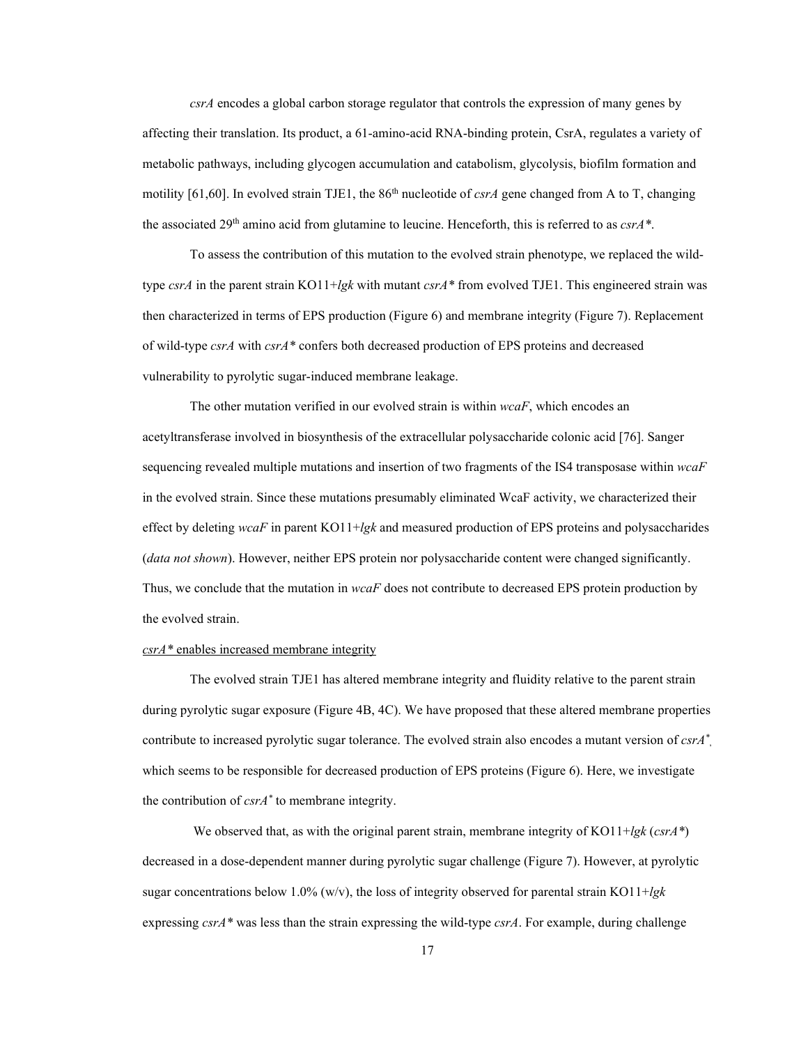*csrA* encodes a global carbon storage regulator that controls the expression of many genes by affecting their translation. Its product, a 61-amino-acid RNA-binding protein, CsrA, regulates a variety of metabolic pathways, including glycogen accumulation and catabolism, glycolysis, biofilm formation and motility [61,60]. In evolved strain TJE1, the 86th nucleotide of *csrA* gene changed from A to T, changing the associated 29th amino acid from glutamine to leucine. Henceforth, this is referred to as *csrA\**.

To assess the contribution of this mutation to the evolved strain phenotype, we replaced the wild-type *csrA* in the parent strain KO11+*lgk* with mutant *csrA\** from evolved TJE1. This engineered strain was then characterized in terms of EPS production (Figure 6) and membrane integrity (Figure 7). Replacement of wild-type *csrA* with *csrA\** confers both decreased production of EPS proteins and decreased vulnerability to pyrolytic sugar-induced membrane leakage.

The other mutation verified in our evolved strain is within *wcaF*, which encodes an acetyltransferase involved in biosynthesis of the extracellular polysaccharide colonic acid [76]. Sanger sequencing revealed multiple mutations and insertion of two fragments of the IS4 transposase within *wcaF* in the evolved strain. Since these mutations presumably eliminated WcaF activity, we characterized their effect by deleting *wcaF* in parent KO11+*lgk* and measured production of EPS proteins and polysaccharides (*data not shown*). However, neither EPS protein nor polysaccharide content were changed significantly. Thus, we conclude that the mutation in *wcaF* does not contribute to decreased EPS protein production by the evolved strain.

<u>*csrA\** enables increased membrane integrity</u>

The evolved strain TJE1 has altered membrane integrity and fluidity relative to the parent strain during pyrolytic sugar exposure (Figure 4B, 4C). We have proposed that these altered membrane properties contribute to increased pyrolytic sugar tolerance. The evolved strain also encodes a mutant version of *csrA\**, which seems to be responsible for decreased production of EPS proteins (Figure 6). Here, we investigate the contribution of *csrA\** to membrane integrity.

We observed that, as with the original parent strain, membrane integrity of KO11+*lgk* (*csrA\**) decreased in a dose-dependent manner during pyrolytic sugar challenge (Figure 7). However, at pyrolytic sugar concentrations below 1.0% (w/v), the loss of integrity observed for parental strain KO11+*lgk* expressing *csrA\** was less than the strain expressing the wild-type *csrA*. For example, during challenge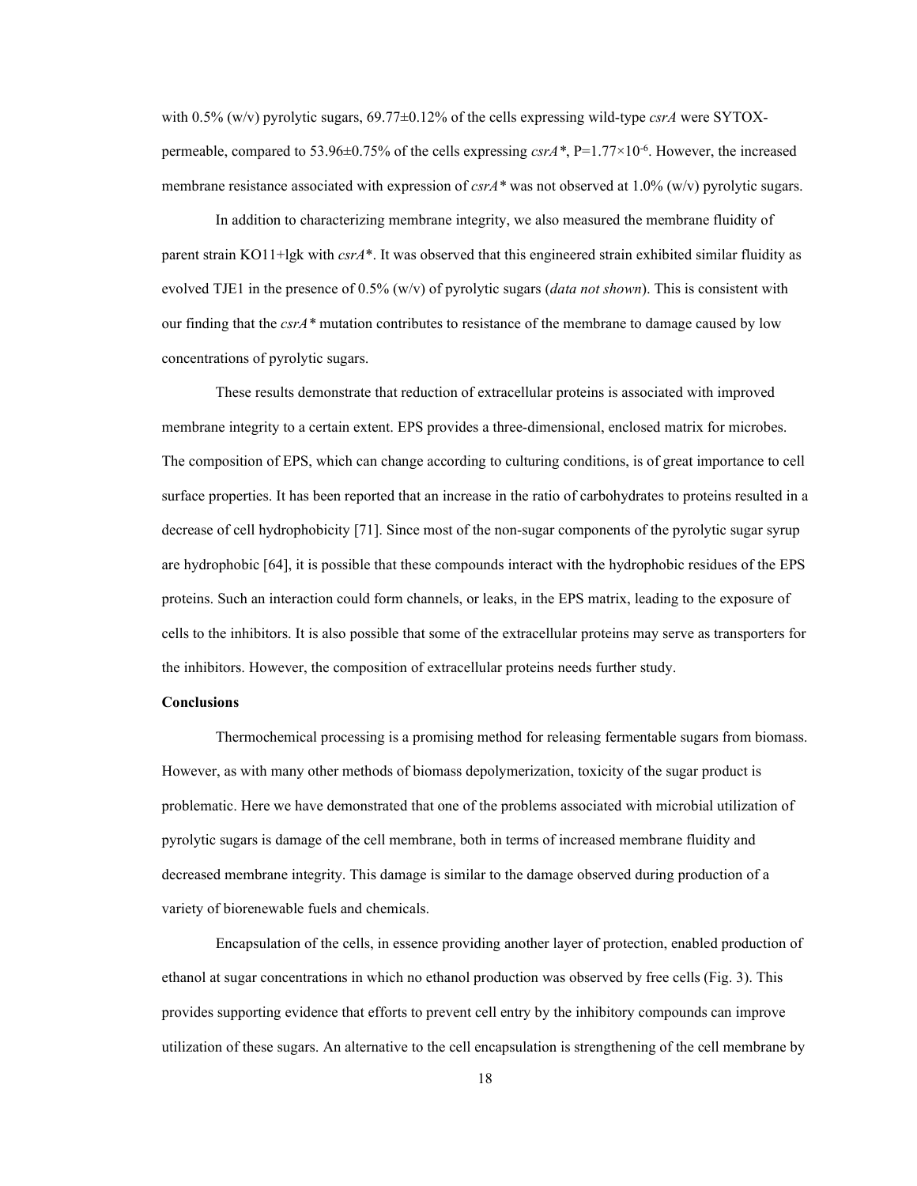with 0.5% (w/v) pyrolytic sugars, 69.77±0.12% of the cells expressing wild-type *csrA* were SYTOX-permeable, compared to 53.96±0.75% of the cells expressing *csrA**, $P=1.77\times10^{-6}$. However, the increased membrane resistance associated with expression of *csrA** was not observed at 1.0% (w/v) pyrolytic sugars.

In addition to characterizing membrane integrity, we also measured the membrane fluidity of parent strain KO11+lgk with *csrA**. It was observed that this engineered strain exhibited similar fluidity as evolved TJE1 in the presence of 0.5% (w/v) of pyrolytic sugars (*data not shown*). This is consistent with our finding that the *csrA** mutation contributes to resistance of the membrane to damage caused by low concentrations of pyrolytic sugars.

These results demonstrate that reduction of extracellular proteins is associated with improved membrane integrity to a certain extent. EPS provides a three-dimensional, enclosed matrix for microbes. The composition of EPS, which can change according to culturing conditions, is of great importance to cell surface properties. It has been reported that an increase in the ratio of carbohydrates to proteins resulted in a decrease of cell hydrophobicity [71]. Since most of the non-sugar components of the pyrolytic sugar syrup are hydrophobic [64], it is possible that these compounds interact with the hydrophobic residues of the EPS proteins. Such an interaction could form channels, or leaks, in the EPS matrix, leading to the exposure of cells to the inhibitors. It is also possible that some of the extracellular proteins may serve as transporters for the inhibitors. However, the composition of extracellular proteins needs further study.

**Conclusions**

Thermochemical processing is a promising method for releasing fermentable sugars from biomass. However, as with many other methods of biomass depolymerization, toxicity of the sugar product is problematic. Here we have demonstrated that one of the problems associated with microbial utilization of pyrolytic sugars is damage of the cell membrane, both in terms of increased membrane fluidity and decreased membrane integrity. This damage is similar to the damage observed during production of a variety of biorenewable fuels and chemicals.

Encapsulation of the cells, in essence providing another layer of protection, enabled production of ethanol at sugar concentrations in which no ethanol production was observed by free cells (Fig. 3). This provides supporting evidence that efforts to prevent cell entry by the inhibitory compounds can improve utilization of these sugars. An alternative to the cell encapsulation is strengthening of the cell membrane by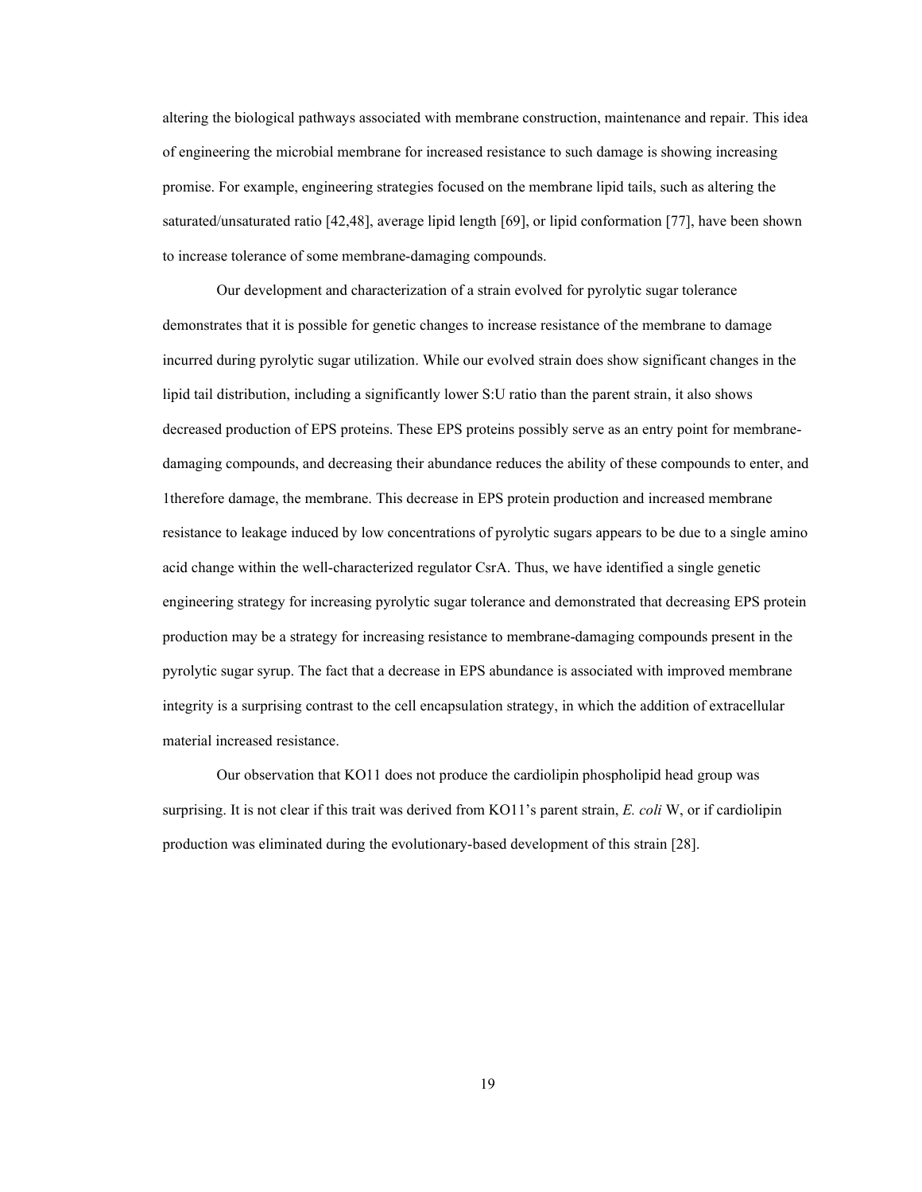altering the biological pathways associated with membrane construction, maintenance and repair. This idea of engineering the microbial membrane for increased resistance to such damage is showing increasing promise. For example, engineering strategies focused on the membrane lipid tails, such as altering the saturated/unsaturated ratio [42,48], average lipid length [69], or lipid conformation [77], have been shown to increase tolerance of some membrane-damaging compounds.

Our development and characterization of a strain evolved for pyrolytic sugar tolerance demonstrates that it is possible for genetic changes to increase resistance of the membrane to damage incurred during pyrolytic sugar utilization. While our evolved strain does show significant changes in the lipid tail distribution, including a significantly lower S:U ratio than the parent strain, it also shows decreased production of EPS proteins. These EPS proteins possibly serve as an entry point for membrane-damaging compounds, and decreasing their abundance reduces the ability of these compounds to enter, and 1therefore damage, the membrane. This decrease in EPS protein production and increased membrane resistance to leakage induced by low concentrations of pyrolytic sugars appears to be due to a single amino acid change within the well-characterized regulator CsrA. Thus, we have identified a single genetic engineering strategy for increasing pyrolytic sugar tolerance and demonstrated that decreasing EPS protein production may be a strategy for increasing resistance to membrane-damaging compounds present in the pyrolytic sugar syrup. The fact that a decrease in EPS abundance is associated with improved membrane integrity is a surprising contrast to the cell encapsulation strategy, in which the addition of extracellular material increased resistance.

Our observation that KO11 does not produce the cardiolipin phospholipid head group was surprising. It is not clear if this trait was derived from KO11's parent strain, *E. coli* W, or if cardiolipin production was eliminated during the evolutionary-based development of this strain [28].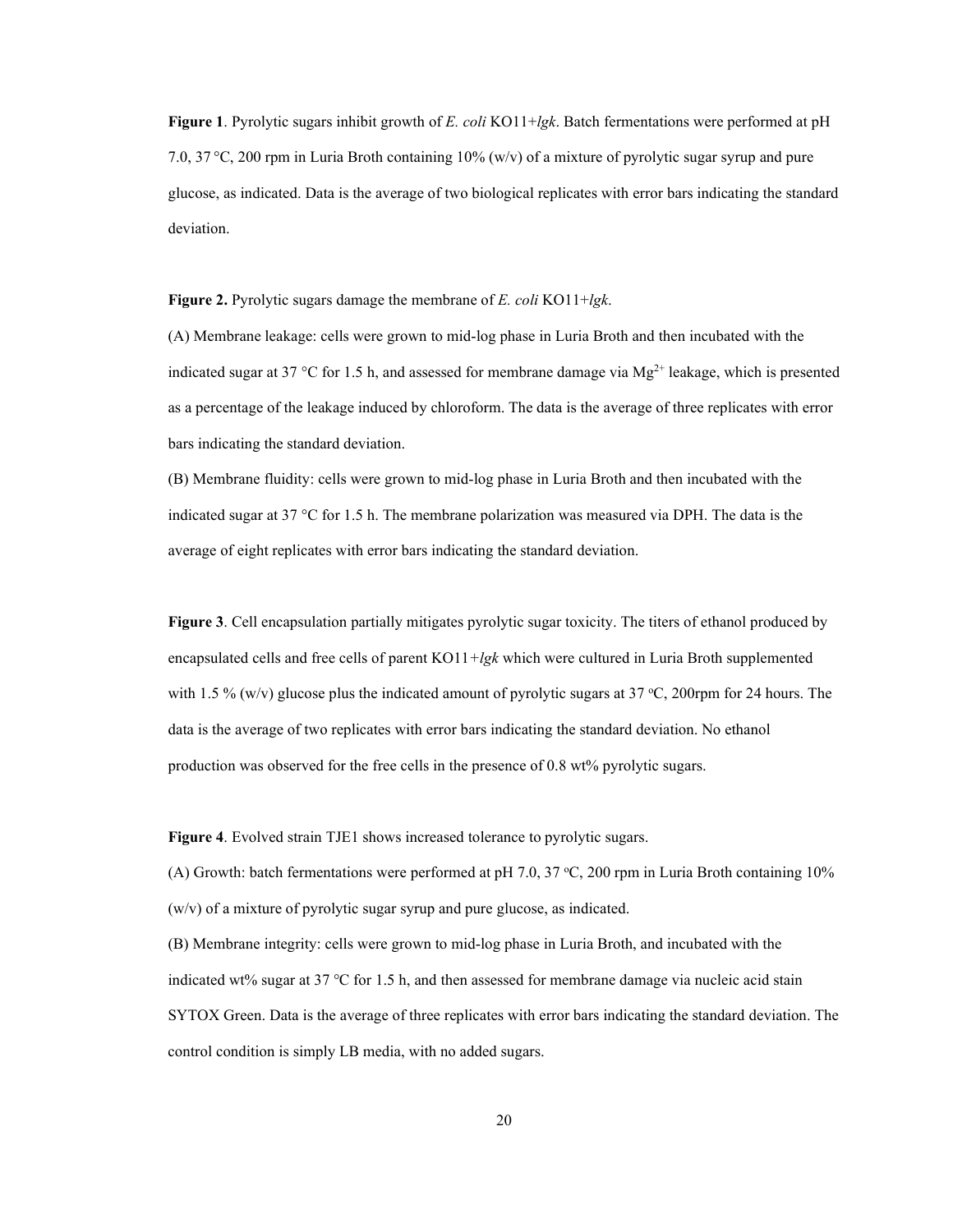**Figure 1**. Pyrolytic sugars inhibit growth of *E. coli* KO11+*lgk*. Batch fermentations were performed at pH 7.0, 37 °C, 200 rpm in Luria Broth containing 10% (w/v) of a mixture of pyrolytic sugar syrup and pure glucose, as indicated. Data is the average of two biological replicates with error bars indicating the standard deviation.

**Figure 2.** Pyrolytic sugars damage the membrane of *E. coli* KO11+*lgk*.

(A) Membrane leakage: cells were grown to mid-log phase in Luria Broth and then incubated with the indicated sugar at 37 °C for 1.5 h, and assessed for membrane damage via $Mg^{2+}$ leakage, which is presented as a percentage of the leakage induced by chloroform. The data is the average of three replicates with error bars indicating the standard deviation.

(B) Membrane fluidity: cells were grown to mid-log phase in Luria Broth and then incubated with the indicated sugar at 37 °C for 1.5 h. The membrane polarization was measured via DPH. The data is the average of eight replicates with error bars indicating the standard deviation.

**Figure 3**. Cell encapsulation partially mitigates pyrolytic sugar toxicity. The titers of ethanol produced by encapsulated cells and free cells of parent KO11+*lgk* which were cultured in Luria Broth supplemented with 1.5 % (w/v) glucose plus the indicated amount of pyrolytic sugars at 37 °C, 200rpm for 24 hours. The data is the average of two replicates with error bars indicating the standard deviation. No ethanol production was observed for the free cells in the presence of 0.8 wt% pyrolytic sugars.

**Figure 4**. Evolved strain TJE1 shows increased tolerance to pyrolytic sugars.

(A) Growth: batch fermentations were performed at pH 7.0, 37 °C, 200 rpm in Luria Broth containing 10% (w/v) of a mixture of pyrolytic sugar syrup and pure glucose, as indicated.

(B) Membrane integrity: cells were grown to mid-log phase in Luria Broth, and incubated with the indicated wt% sugar at 37 °C for 1.5 h, and then assessed for membrane damage via nucleic acid stain SYTOX Green. Data is the average of three replicates with error bars indicating the standard deviation. The control condition is simply LB media, with no added sugars.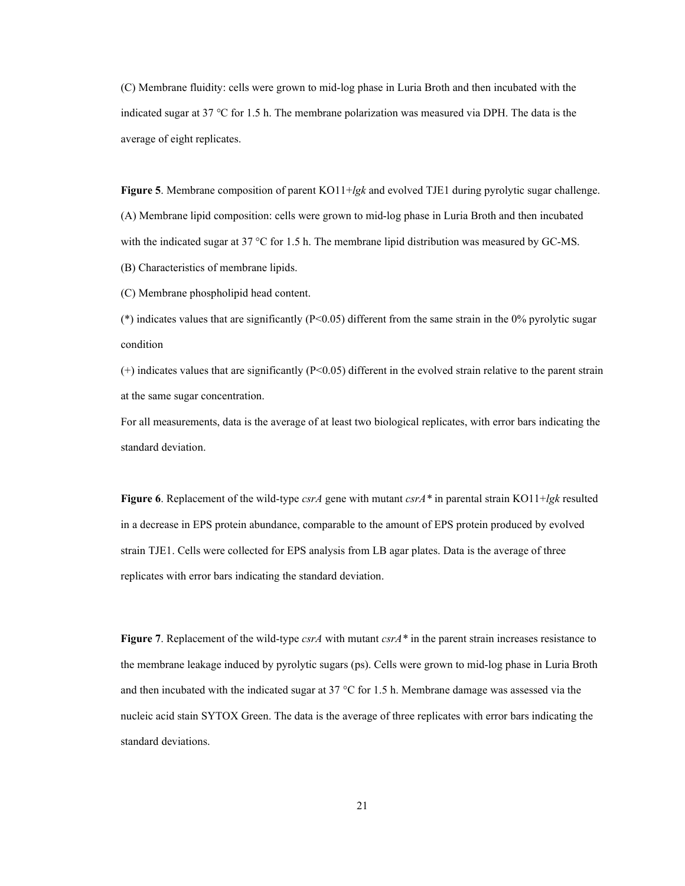(C) Membrane fluidity: cells were grown to mid-log phase in Luria Broth and then incubated with the indicated sugar at 37 °C for 1.5 h. The membrane polarization was measured via DPH. The data is the average of eight replicates.

**Figure 5**. Membrane composition of parent KO11+*lgk* and evolved TJE1 during pyrolytic sugar challenge.

(A) Membrane lipid composition: cells were grown to mid-log phase in Luria Broth and then incubated with the indicated sugar at 37 °C for 1.5 h. The membrane lipid distribution was measured by GC-MS.

(B) Characteristics of membrane lipids.

(C) Membrane phospholipid head content.

(*) indicates values that are significantly ($P<0.05$) different from the same strain in the 0% pyrolytic sugar condition

(+) indicates values that are significantly ($P<0.05$) different in the evolved strain relative to the parent strain at the same sugar concentration.

For all measurements, data is the average of at least two biological replicates, with error bars indicating the standard deviation.

**Figure 6**. Replacement of the wild-type *csrA* gene with mutant *csrA\** in parental strain KO11+*lgk* resulted in a decrease in EPS protein abundance, comparable to the amount of EPS protein produced by evolved strain TJE1. Cells were collected for EPS analysis from LB agar plates. Data is the average of three replicates with error bars indicating the standard deviation.

**Figure 7**. Replacement of the wild-type *csrA* with mutant *csrA\** in the parent strain increases resistance to the membrane leakage induced by pyrolytic sugars (ps). Cells were grown to mid-log phase in Luria Broth and then incubated with the indicated sugar at 37 °C for 1.5 h. Membrane damage was assessed via the nucleic acid stain SYTOX Green. The data is the average of three replicates with error bars indicating the standard deviations.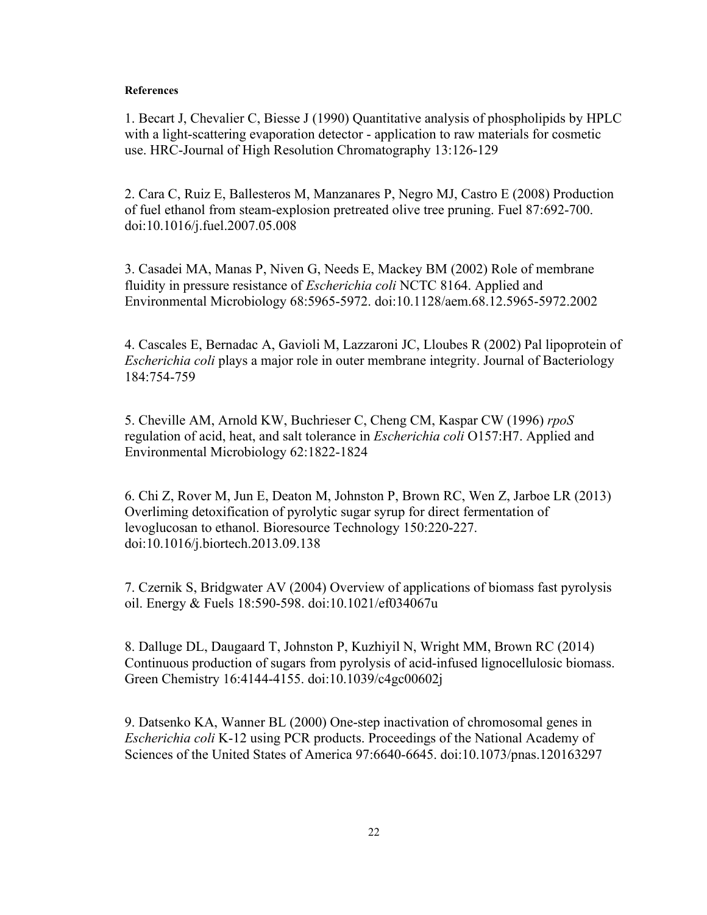**References**

1. Becart J, Chevalier C, Biesse J (1990) Quantitative analysis of phospholipids by HPLC with a light-scattering evaporation detector - application to raw materials for cosmetic use. HRC-Journal of High Resolution Chromatography 13:126-129

2. Cara C, Ruiz E, Ballesteros M, Manzanares P, Negro MJ, Castro E (2008) Production of fuel ethanol from steam-explosion pretreated olive tree pruning. Fuel 87:692-700. doi:10.1016/j.fuel.2007.05.008

3. Casadei MA, Manas P, Niven G, Needs E, Mackey BM (2002) Role of membrane fluidity in pressure resistance of *Escherichia coli* NCTC 8164. Applied and Environmental Microbiology 68:5965-5972. doi:10.1128/aem.68.12.5965-5972.2002

4. Cascales E, Bernadac A, Gavioli M, Lazzaroni JC, Lloubes R (2002) Pal lipoprotein of *Escherichia coli* plays a major role in outer membrane integrity. Journal of Bacteriology 184:754-759

5. Cheville AM, Arnold KW, Buchrieser C, Cheng CM, Kaspar CW (1996) *rpoS* regulation of acid, heat, and salt tolerance in *Escherichia coli* O157:H7. Applied and Environmental Microbiology 62:1822-1824

6. Chi Z, Rover M, Jun E, Deaton M, Johnston P, Brown RC, Wen Z, Jarboe LR (2013) Overliming detoxification of pyrolytic sugar syrup for direct fermentation of levoglucosan to ethanol. Bioresource Technology 150:220-227. doi:10.1016/j.biortech.2013.09.138

7. Czernik S, Bridgwater AV (2004) Overview of applications of biomass fast pyrolysis oil. Energy & Fuels 18:590-598. doi:10.1021/ef034067u

8. Dalluge DL, Daugaard T, Johnston P, Kuzhiyil N, Wright MM, Brown RC (2014) Continuous production of sugars from pyrolysis of acid-infused lignocellulosic biomass. Green Chemistry 16:4144-4155. doi:10.1039/c4gc00602j

9. Datsenko KA, Wanner BL (2000) One-step inactivation of chromosomal genes in *Escherichia coli* K-12 using PCR products. Proceedings of the National Academy of Sciences of the United States of America 97:6640-6645. doi:10.1073/pnas.120163297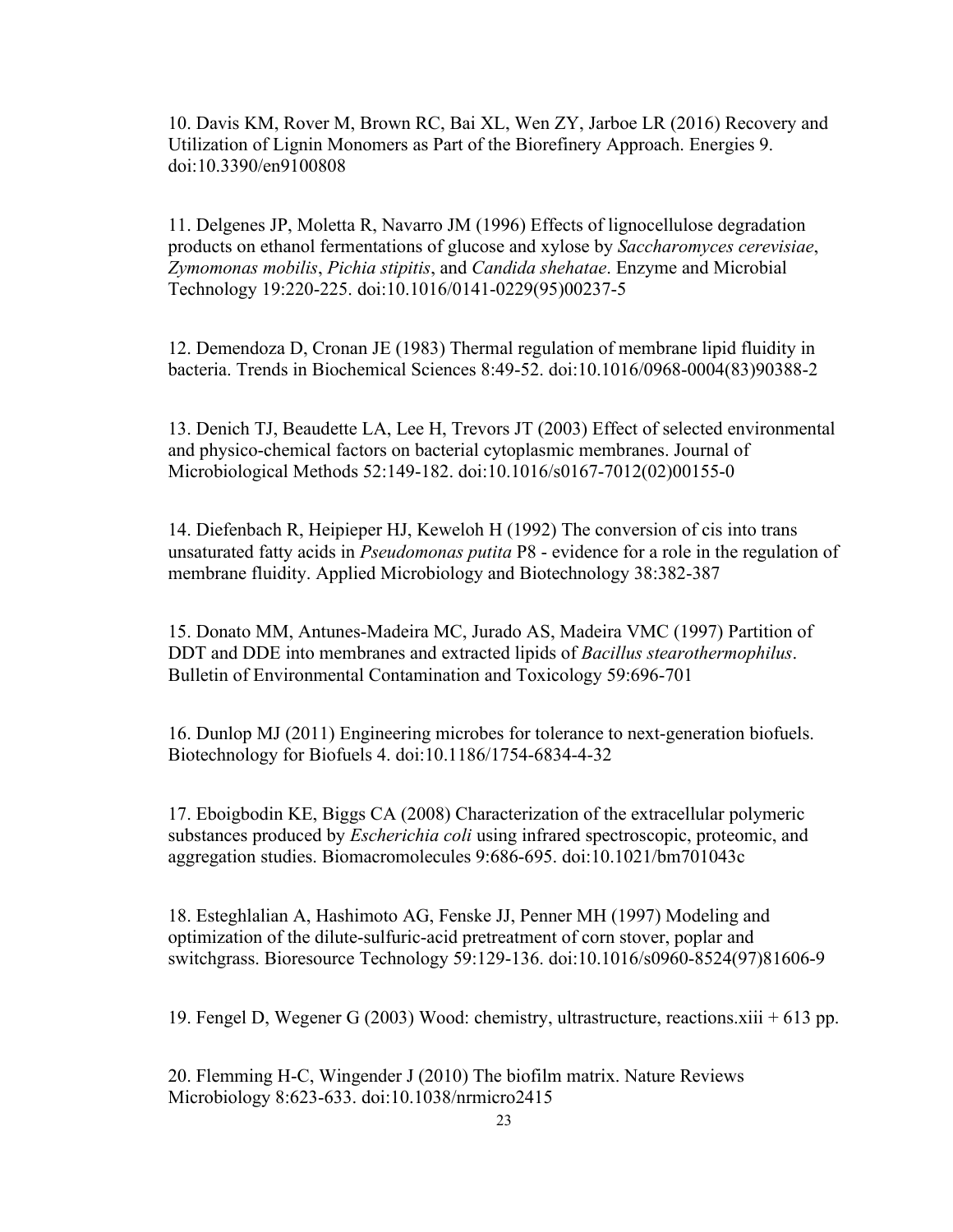10. Davis KM, Rover M, Brown RC, Bai XL, Wen ZY, Jarboe LR (2016) Recovery and Utilization of Lignin Monomers as Part of the Biorefinery Approach. Energies 9. doi:10.3390/en9100808

11. Delgenes JP, Moletta R, Navarro JM (1996) Effects of lignocellulose degradation products on ethanol fermentations of glucose and xylose by *Saccharomyces cerevisiae*, *Zymomonas mobilis*, *Pichia stipitis*, and *Candida shehatae*. Enzyme and Microbial Technology 19:220-225. doi:10.1016/0141-0229(95)00237-5

12. Demendoza D, Cronan JE (1983) Thermal regulation of membrane lipid fluidity in bacteria. Trends in Biochemical Sciences 8:49-52. doi:10.1016/0968-0004(83)90388-2

13. Denich TJ, Beaudette LA, Lee H, Trevors JT (2003) Effect of selected environmental and physico-chemical factors on bacterial cytoplasmic membranes. Journal of Microbiological Methods 52:149-182. doi:10.1016/s0167-7012(02)00155-0

14. Diefenbach R, Heipieper HJ, Keweloh H (1992) The conversion of cis into trans unsaturated fatty acids in *Pseudomonas putita* P8 - evidence for a role in the regulation of membrane fluidity. Applied Microbiology and Biotechnology 38:382-387

15. Donato MM, Antunes-Madeira MC, Jurado AS, Madeira VMC (1997) Partition of DDT and DDE into membranes and extracted lipids of *Bacillus stearothermophilus*. Bulletin of Environmental Contamination and Toxicology 59:696-701

16. Dunlop MJ (2011) Engineering microbes for tolerance to next-generation biofuels. Biotechnology for Biofuels 4. doi:10.1186/1754-6834-4-32

17. Eboigbodin KE, Biggs CA (2008) Characterization of the extracellular polymeric substances produced by *Escherichia coli* using infrared spectroscopic, proteomic, and aggregation studies. Biomacromolecules 9:686-695. doi:10.1021/bm701043c

18. Esteghlalian A, Hashimoto AG, Fenske JJ, Penner MH (1997) Modeling and optimization of the dilute-sulfuric-acid pretreatment of corn stover, poplar and switchgrass. Bioresource Technology 59:129-136. doi:10.1016/s0960-8524(97)81606-9

19. Fengel D, Wegener G (2003) Wood: chemistry, ultrastructure, reactions.xiii + 613 pp.

20. Flemming H-C, Wingender J (2010) The biofilm matrix. Nature Reviews Microbiology 8:623-633. doi:10.1038/nrmicro2415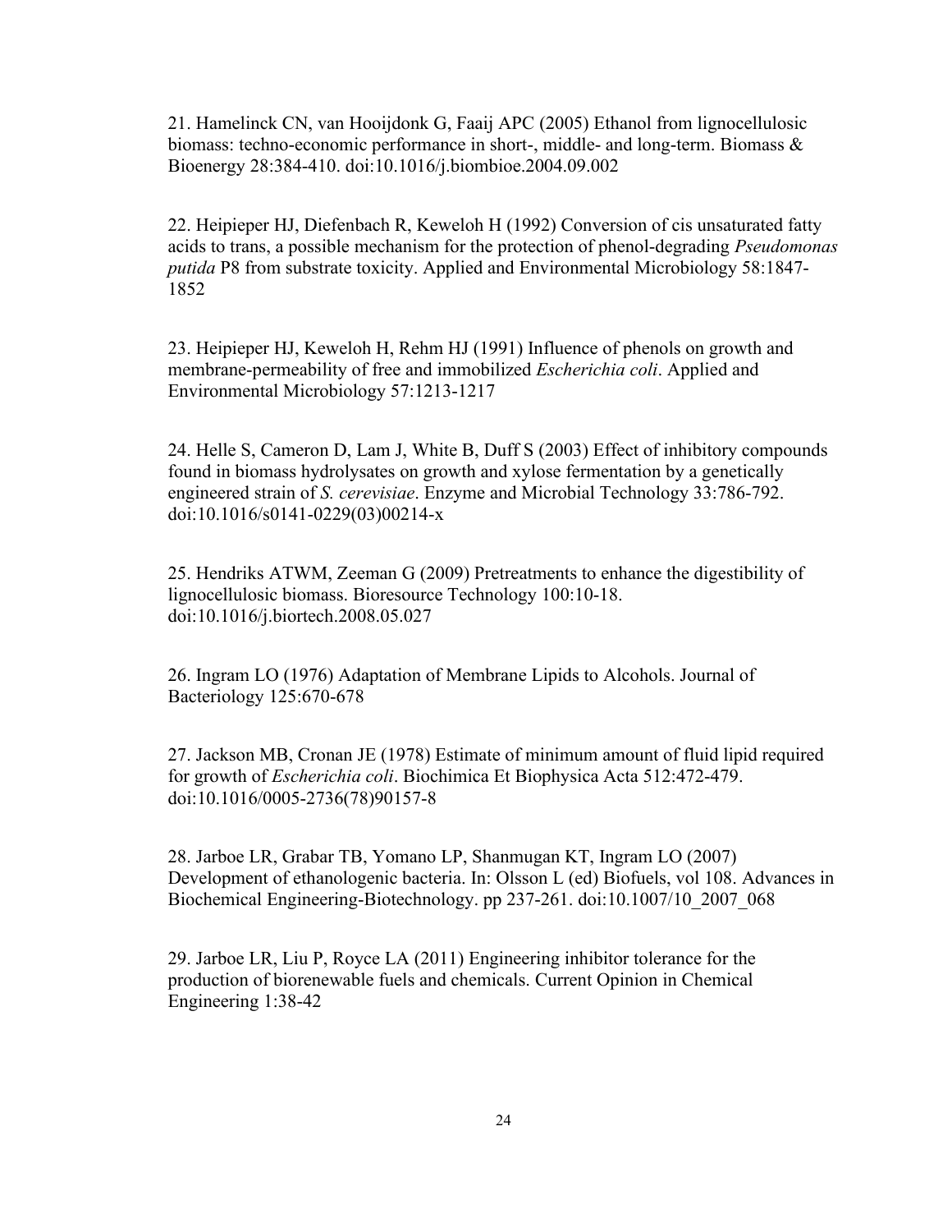21. Hamelinck CN, van Hooijdonk G, Faaij APC (2005) Ethanol from lignocellulosic biomass: techno-economic performance in short-, middle- and long-term. Biomass & Bioenergy 28:384-410. doi:10.1016/j.biombioe.2004.09.002

22. Heipieper HJ, Diefenbach R, Keweloh H (1992) Conversion of cis unsaturated fatty acids to trans, a possible mechanism for the protection of phenol-degrading *Pseudomonas putida* P8 from substrate toxicity. Applied and Environmental Microbiology 58:1847-1852

23. Heipieper HJ, Keweloh H, Rehm HJ (1991) Influence of phenols on growth and membrane-permeability of free and immobilized *Escherichia coli*. Applied and Environmental Microbiology 57:1213-1217

24. Helle S, Cameron D, Lam J, White B, Duff S (2003) Effect of inhibitory compounds found in biomass hydrolysates on growth and xylose fermentation by a genetically engineered strain of *S. cerevisiae*. Enzyme and Microbial Technology 33:786-792. doi:10.1016/s0141-0229(03)00214-x

25. Hendriks ATWM, Zeeman G (2009) Pretreatments to enhance the digestibility of lignocellulosic biomass. Bioresource Technology 100:10-18. doi:10.1016/j.biortech.2008.05.027

26. Ingram LO (1976) Adaptation of Membrane Lipids to Alcohols. Journal of Bacteriology 125:670-678

27. Jackson MB, Cronan JE (1978) Estimate of minimum amount of fluid lipid required for growth of *Escherichia coli*. Biochimica Et Biophysica Acta 512:472-479. doi:10.1016/0005-2736(78)90157-8

28. Jarboe LR, Grabar TB, Yomano LP, Shanmugan KT, Ingram LO (2007) Development of ethanologenic bacteria. In: Olsson L (ed) Biofuels, vol 108. Advances in Biochemical Engineering-Biotechnology. pp 237-261. doi:10.1007/10_2007_068

29. Jarboe LR, Liu P, Royce LA (2011) Engineering inhibitor tolerance for the production of biorenewable fuels and chemicals. Current Opinion in Chemical Engineering 1:38-42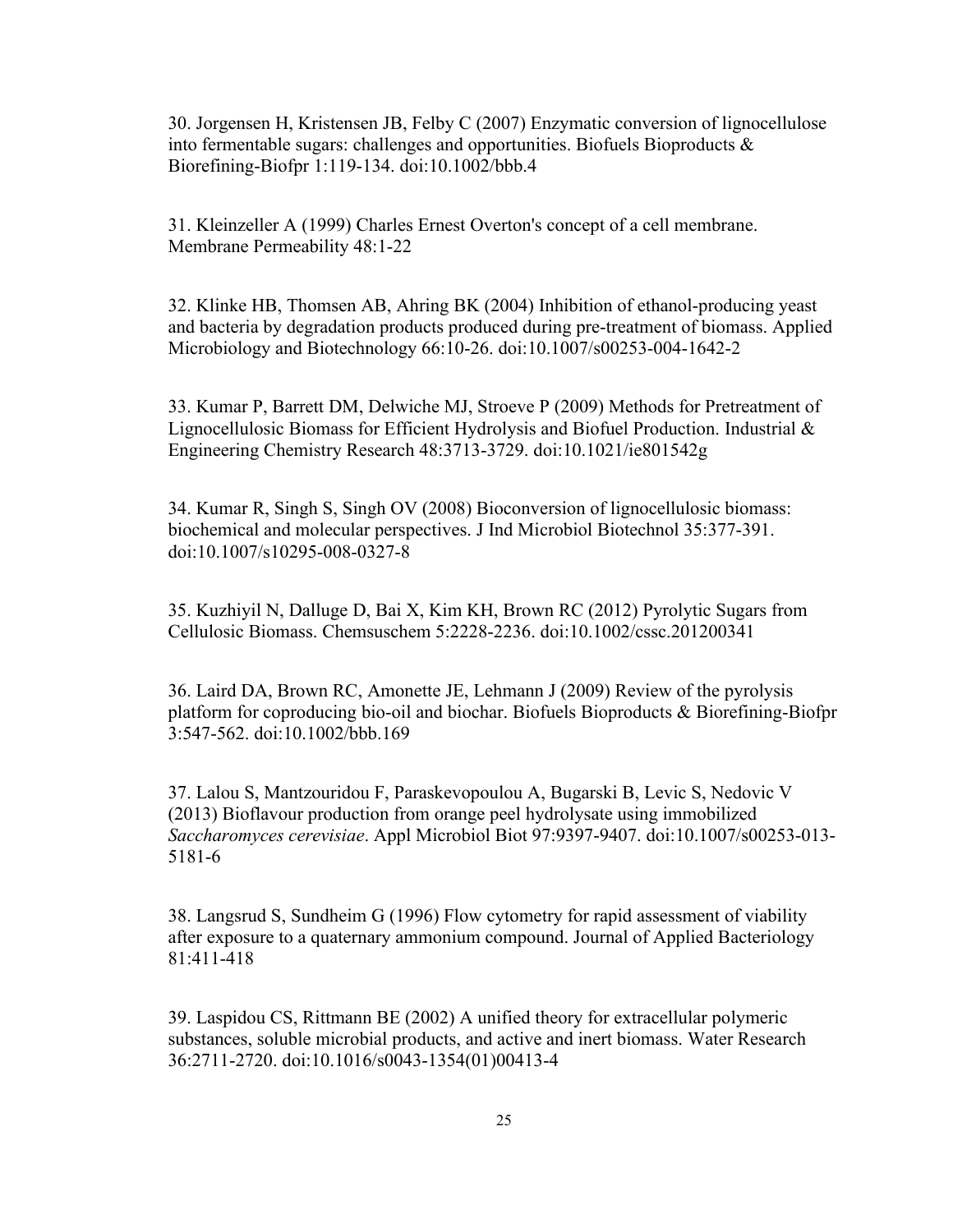30. Jorgensen H, Kristensen JB, Felby C (2007) Enzymatic conversion of lignocellulose into fermentable sugars: challenges and opportunities. Biofuels Bioproducts & Biorefining-Biofpr 1:119-134. doi:10.1002/bbb.4

31. Kleinzeller A (1999) Charles Ernest Overton's concept of a cell membrane. Membrane Permeability 48:1-22

32. Klinke HB, Thomsen AB, Ahring BK (2004) Inhibition of ethanol-producing yeast and bacteria by degradation products produced during pre-treatment of biomass. Applied Microbiology and Biotechnology 66:10-26. doi:10.1007/s00253-004-1642-2

33. Kumar P, Barrett DM, Delwiche MJ, Stroeve P (2009) Methods for Pretreatment of Lignocellulosic Biomass for Efficient Hydrolysis and Biofuel Production. Industrial & Engineering Chemistry Research 48:3713-3729. doi:10.1021/ie801542g

34. Kumar R, Singh S, Singh OV (2008) Bioconversion of lignocellulosic biomass: biochemical and molecular perspectives. J Ind Microbiol Biotechnol 35:377-391. doi:10.1007/s10295-008-0327-8

35. Kuzhiyil N, Dalluge D, Bai X, Kim KH, Brown RC (2012) Pyrolytic Sugars from Cellulosic Biomass. Chemsuschem 5:2228-2236. doi:10.1002/cssc.201200341

36. Laird DA, Brown RC, Amonette JE, Lehmann J (2009) Review of the pyrolysis platform for coproducing bio-oil and biochar. Biofuels Bioproducts & Biorefining-Biofpr 3:547-562. doi:10.1002/bbb.169

37. Lalou S, Mantzouridou F, Paraskevopoulou A, Bugarski B, Levic S, Nedovic V (2013) Bioflavour production from orange peel hydrolysate using immobilized *Saccharomyces cerevisiae*. Appl Microbiol Biot 97:9397-9407. doi:10.1007/s00253-013-5181-6

38. Langsrud S, Sundheim G (1996) Flow cytometry for rapid assessment of viability after exposure to a quaternary ammonium compound. Journal of Applied Bacteriology 81:411-418

39. Laspidou CS, Rittmann BE (2002) A unified theory for extracellular polymeric substances, soluble microbial products, and active and inert biomass. Water Research 36:2711-2720. doi:10.1016/s0043-1354(01)00413-4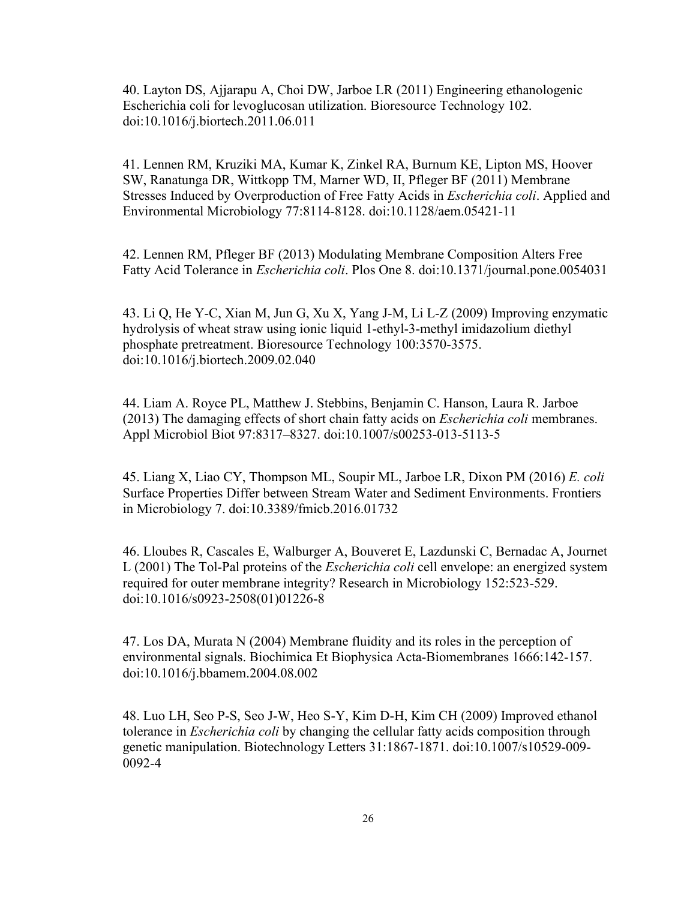40. Layton DS, Ajjarapu A, Choi DW, Jarboe LR (2011) Engineering ethanologenic Escherichia coli for levoglucosan utilization. Bioresource Technology 102. doi:10.1016/j.biortech.2011.06.011

41. Lennen RM, Kruziki MA, Kumar K, Zinkel RA, Burnum KE, Lipton MS, Hoover SW, Ranatunga DR, Wittkopp TM, Marner WD, II, Pfleger BF (2011) Membrane Stresses Induced by Overproduction of Free Fatty Acids in *Escherichia coli*. Applied and Environmental Microbiology 77:8114-8128. doi:10.1128/aem.05421-11

42. Lennen RM, Pfleger BF (2013) Modulating Membrane Composition Alters Free Fatty Acid Tolerance in *Escherichia coli*. Plos One 8. doi:10.1371/journal.pone.0054031

43. Li Q, He Y-C, Xian M, Jun G, Xu X, Yang J-M, Li L-Z (2009) Improving enzymatic hydrolysis of wheat straw using ionic liquid 1-ethyl-3-methyl imidazolium diethyl phosphate pretreatment. Bioresource Technology 100:3570-3575. doi:10.1016/j.biortech.2009.02.040

44. Liam A. Royce PL, Matthew J. Stebbins, Benjamin C. Hanson, Laura R. Jarboe (2013) The damaging effects of short chain fatty acids on *Escherichia coli* membranes. Appl Microbiol Biot 97:8317–8327. doi:10.1007/s00253-013-5113-5

45. Liang X, Liao CY, Thompson ML, Soupir ML, Jarboe LR, Dixon PM (2016) *E. coli* Surface Properties Differ between Stream Water and Sediment Environments. Frontiers in Microbiology 7. doi:10.3389/fmicb.2016.01732

46. Lloubes R, Cascales E, Walburger A, Bouveret E, Lazdunski C, Bernadac A, Journet L (2001) The Tol-Pal proteins of the *Escherichia coli* cell envelope: an energized system required for outer membrane integrity? Research in Microbiology 152:523-529. doi:10.1016/s0923-2508(01)01226-8

47. Los DA, Murata N (2004) Membrane fluidity and its roles in the perception of environmental signals. Biochimica Et Biophysica Acta-Biomembranes 1666:142-157. doi:10.1016/j.bbamem.2004.08.002

48. Luo LH, Seo P-S, Seo J-W, Heo S-Y, Kim D-H, Kim CH (2009) Improved ethanol tolerance in *Escherichia coli* by changing the cellular fatty acids composition through genetic manipulation. Biotechnology Letters 31:1867-1871. doi:10.1007/s10529-009-0092-4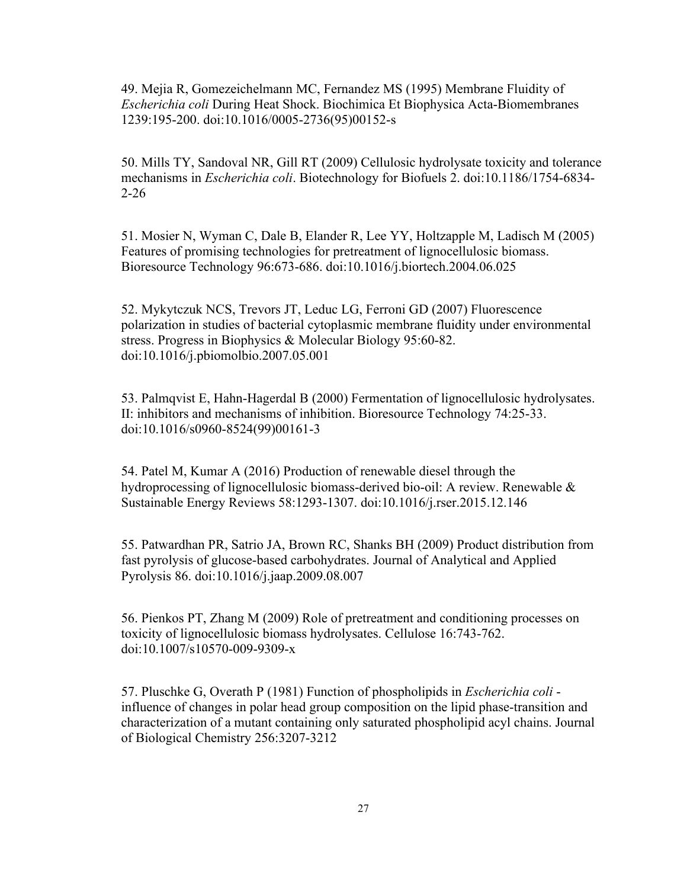49. Mejia R, Gomezeichelmann MC, Fernandez MS (1995) Membrane Fluidity of *Escherichia coli* During Heat Shock. Biochimica Et Biophysica Acta-Biomembranes 1239:195-200. doi:10.1016/0005-2736(95)00152-s

50. Mills TY, Sandoval NR, Gill RT (2009) Cellulosic hydrolysate toxicity and tolerance mechanisms in *Escherichia coli*. Biotechnology for Biofuels 2. doi:10.1186/1754-6834-2-26

51. Mosier N, Wyman C, Dale B, Elander R, Lee YY, Holtzapple M, Ladisch M (2005) Features of promising technologies for pretreatment of lignocellulosic biomass. Bioresource Technology 96:673-686. doi:10.1016/j.biortech.2004.06.025

52. Mykytczuk NCS, Trevors JT, Leduc LG, Ferroni GD (2007) Fluorescence polarization in studies of bacterial cytoplasmic membrane fluidity under environmental stress. Progress in Biophysics & Molecular Biology 95:60-82. doi:10.1016/j.pbiomolbio.2007.05.001

53. Palmqvist E, Hahn-Hagerdal B (2000) Fermentation of lignocellulosic hydrolysates. II: inhibitors and mechanisms of inhibition. Bioresource Technology 74:25-33. doi:10.1016/s0960-8524(99)00161-3

54. Patel M, Kumar A (2016) Production of renewable diesel through the hydroprocessing of lignocellulosic biomass-derived bio-oil: A review. Renewable & Sustainable Energy Reviews 58:1293-1307. doi:10.1016/j.rser.2015.12.146

55. Patwardhan PR, Satrio JA, Brown RC, Shanks BH (2009) Product distribution from fast pyrolysis of glucose-based carbohydrates. Journal of Analytical and Applied Pyrolysis 86. doi:10.1016/j.jaap.2009.08.007

56. Pienkos PT, Zhang M (2009) Role of pretreatment and conditioning processes on toxicity of lignocellulosic biomass hydrolysates. Cellulose 16:743-762. doi:10.1007/s10570-009-9309-x

57. Pluschke G, Overath P (1981) Function of phospholipids in *Escherichia coli* - influence of changes in polar head group composition on the lipid phase-transition and characterization of a mutant containing only saturated phospholipid acyl chains. Journal of Biological Chemistry 256:3207-3212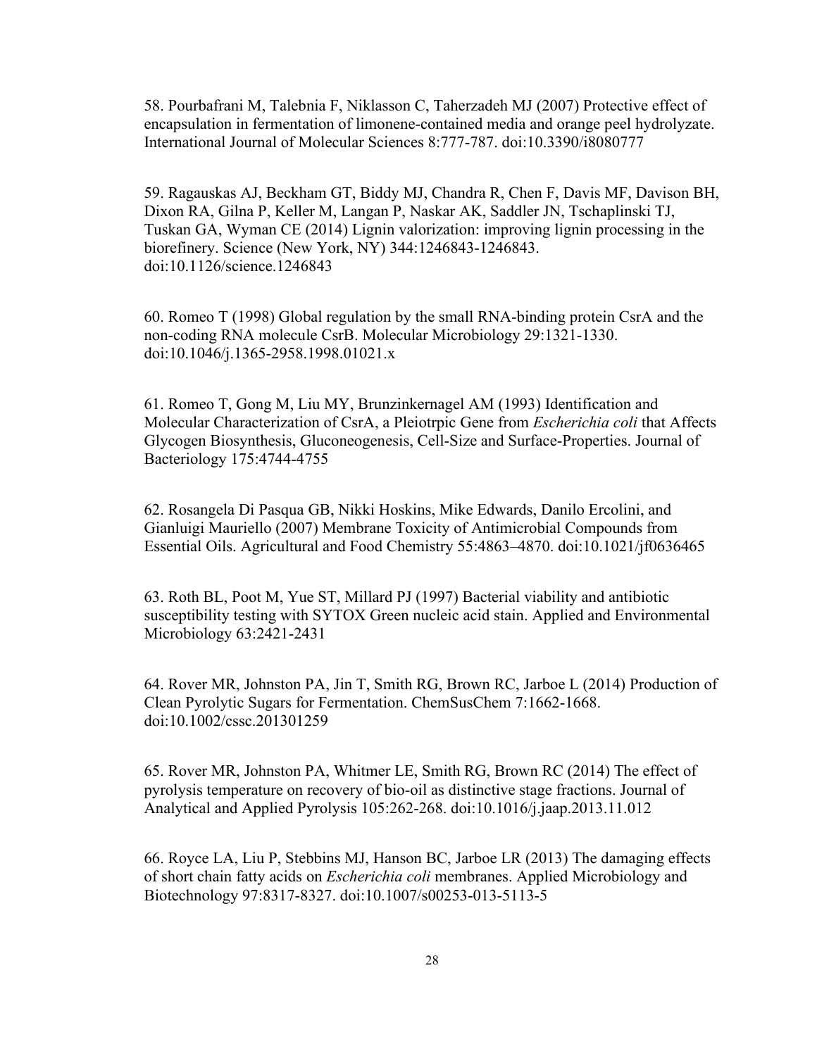58. Pourbafrani M, Talebnia F, Niklasson C, Taherzadeh MJ (2007) Protective effect of encapsulation in fermentation of limonene-contained media and orange peel hydrolyzate. International Journal of Molecular Sciences 8:777-787. doi:10.3390/i8080777

59. Ragauskas AJ, Beckham GT, Biddy MJ, Chandra R, Chen F, Davis MF, Davison BH, Dixon RA, Gilna P, Keller M, Langan P, Naskar AK, Saddler JN, Tschaplinski TJ, Tuskan GA, Wyman CE (2014) Lignin valorization: improving lignin processing in the biorefinery. Science (New York, NY) 344:1246843-1246843. doi:10.1126/science.1246843

60. Romeo T (1998) Global regulation by the small RNA-binding protein CsrA and the non-coding RNA molecule CsrB. Molecular Microbiology 29:1321-1330. doi:10.1046/j.1365-2958.1998.01021.x

61. Romeo T, Gong M, Liu MY, Brunzinkernagel AM (1993) Identification and Molecular Characterization of CsrA, a Pleiotrpic Gene from *Escherichia coli* that Affects Glycogen Biosynthesis, Gluconeogenesis, Cell-Size and Surface-Properties. Journal of Bacteriology 175:4744-4755

62. Rosangela Di Pasqua GB, Nikki Hoskins, Mike Edwards, Danilo Ercolini, and Gianluigi Mauriello (2007) Membrane Toxicity of Antimicrobial Compounds from Essential Oils. Agricultural and Food Chemistry 55:4863–4870. doi:10.1021/jf0636465

63. Roth BL, Poot M, Yue ST, Millard PJ (1997) Bacterial viability and antibiotic susceptibility testing with SYTOX Green nucleic acid stain. Applied and Environmental Microbiology 63:2421-2431

64. Rover MR, Johnston PA, Jin T, Smith RG, Brown RC, Jarboe L (2014) Production of Clean Pyrolytic Sugars for Fermentation. ChemSusChem 7:1662-1668. doi:10.1002/cssc.201301259

65. Rover MR, Johnston PA, Whitmer LE, Smith RG, Brown RC (2014) The effect of pyrolysis temperature on recovery of bio-oil as distinctive stage fractions. Journal of Analytical and Applied Pyrolysis 105:262-268. doi:10.1016/j.jaap.2013.11.012

66. Royce LA, Liu P, Stebbins MJ, Hanson BC, Jarboe LR (2013) The damaging effects of short chain fatty acids on *Escherichia coli* membranes. Applied Microbiology and Biotechnology 97:8317-8327. doi:10.1007/s00253-013-5113-5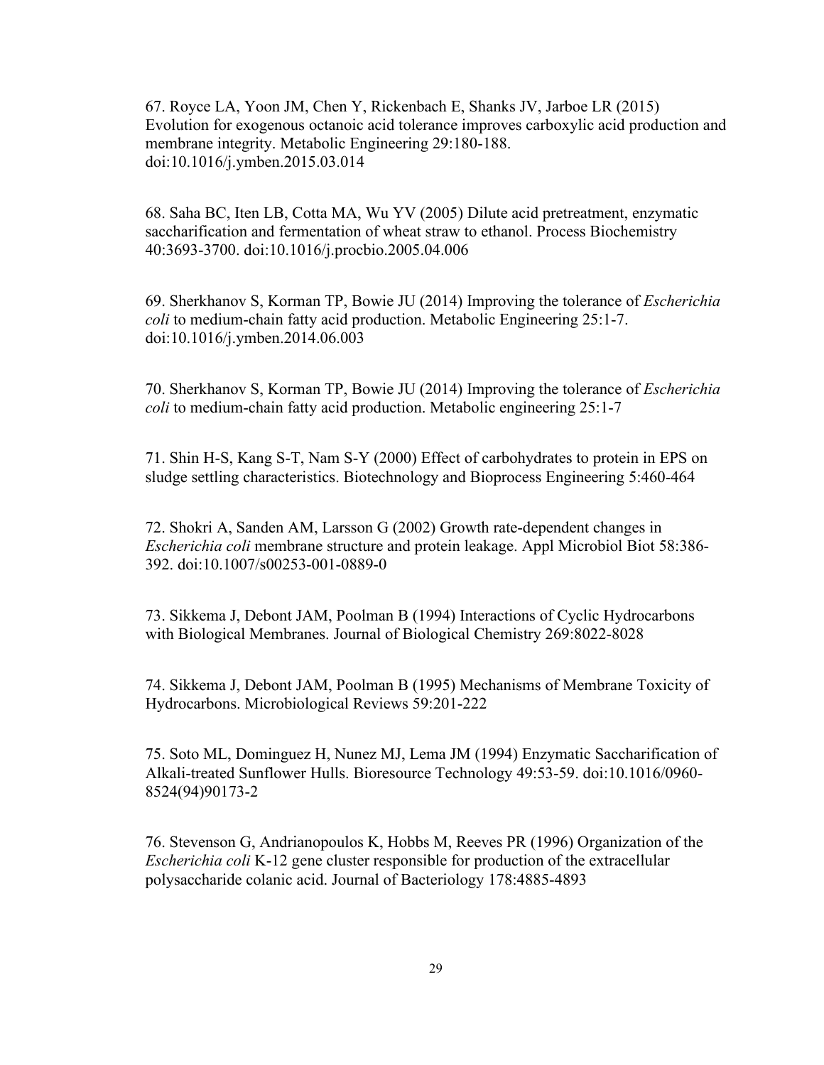67. Royce LA, Yoon JM, Chen Y, Rickenbach E, Shanks JV, Jarboe LR (2015) Evolution for exogenous octanoic acid tolerance improves carboxylic acid production and membrane integrity. Metabolic Engineering 29:180-188. doi:10.1016/j.ymben.2015.03.014

68. Saha BC, Iten LB, Cotta MA, Wu YV (2005) Dilute acid pretreatment, enzymatic saccharification and fermentation of wheat straw to ethanol. Process Biochemistry 40:3693-3700. doi:10.1016/j.procbio.2005.04.006

69. Sherkhanov S, Korman TP, Bowie JU (2014) Improving the tolerance of *Escherichia coli* to medium-chain fatty acid production. Metabolic Engineering 25:1-7. doi:10.1016/j.ymben.2014.06.003

70. Sherkhanov S, Korman TP, Bowie JU (2014) Improving the tolerance of *Escherichia coli* to medium-chain fatty acid production. Metabolic engineering 25:1-7

71. Shin H-S, Kang S-T, Nam S-Y (2000) Effect of carbohydrates to protein in EPS on sludge settling characteristics. Biotechnology and Bioprocess Engineering 5:460-464

72. Shokri A, Sanden AM, Larsson G (2002) Growth rate-dependent changes in *Escherichia coli* membrane structure and protein leakage. Appl Microbiol Biot 58:386-392. doi:10.1007/s00253-001-0889-0

73. Sikkema J, Debont JAM, Poolman B (1994) Interactions of Cyclic Hydrocarbons with Biological Membranes. Journal of Biological Chemistry 269:8022-8028

74. Sikkema J, Debont JAM, Poolman B (1995) Mechanisms of Membrane Toxicity of Hydrocarbons. Microbiological Reviews 59:201-222

75. Soto ML, Dominguez H, Nunez MJ, Lema JM (1994) Enzymatic Saccharification of Alkali-treated Sunflower Hulls. Bioresource Technology 49:53-59. doi:10.1016/0960-8524(94)90173-2

76. Stevenson G, Andrianopoulos K, Hobbs M, Reeves PR (1996) Organization of the *Escherichia coli* K-12 gene cluster responsible for production of the extracellular polysaccharide colanic acid. Journal of Bacteriology 178:4885-4893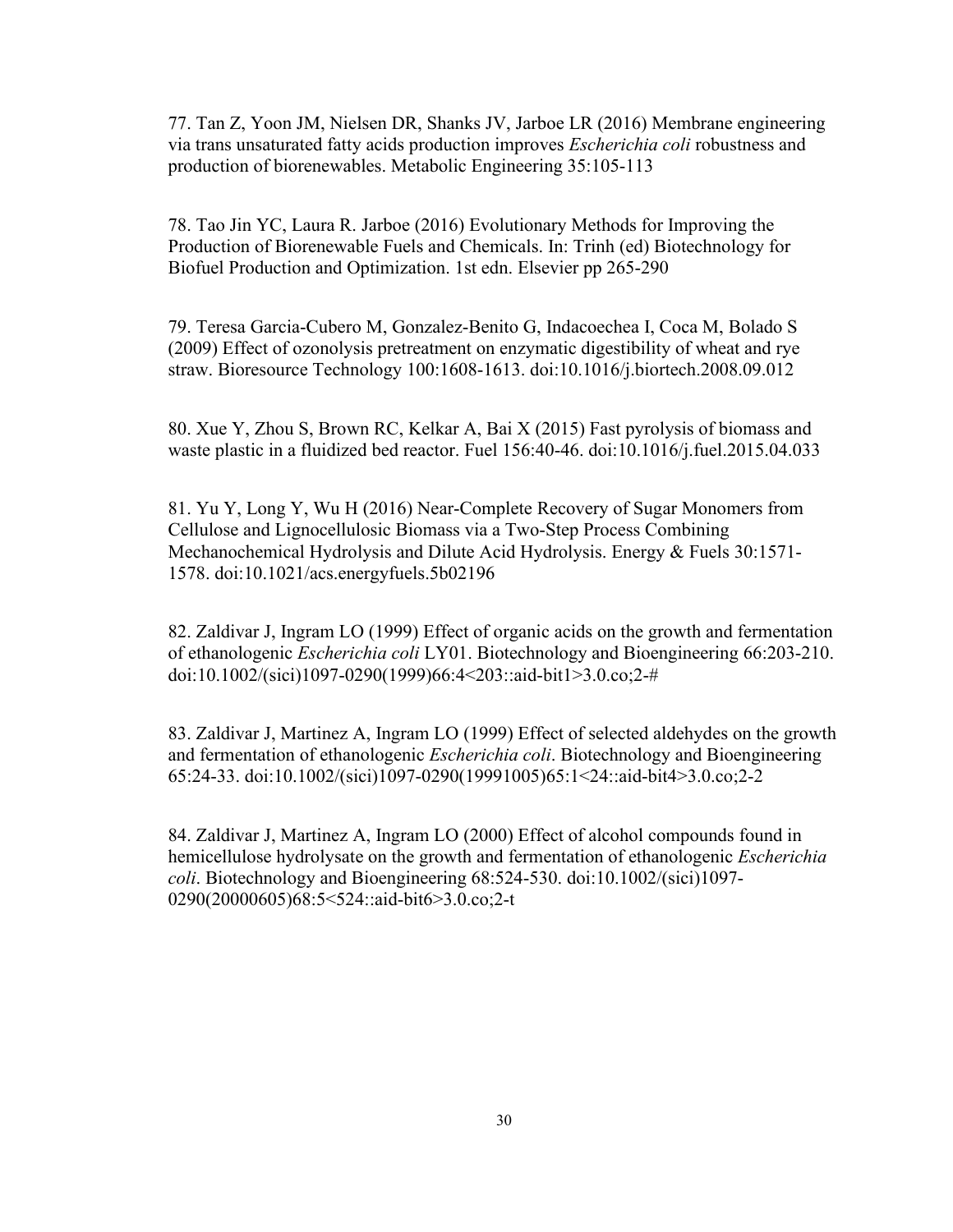77. Tan Z, Yoon JM, Nielsen DR, Shanks JV, Jarboe LR (2016) Membrane engineering via trans unsaturated fatty acids production improves *Escherichia coli* robustness and production of biorenewables. Metabolic Engineering 35:105-113

78. Tao Jin YC, Laura R. Jarboe (2016) Evolutionary Methods for Improving the Production of Biorenewable Fuels and Chemicals. In: Trinh (ed) Biotechnology for Biofuel Production and Optimization. 1st edn. Elsevier pp 265-290

79. Teresa Garcia-Cubero M, Gonzalez-Benito G, Indacoechea I, Coca M, Bolado S (2009) Effect of ozonolysis pretreatment on enzymatic digestibility of wheat and rye straw. Bioresource Technology 100:1608-1613. doi:10.1016/j.biortech.2008.09.012

80. Xue Y, Zhou S, Brown RC, Kelkar A, Bai X (2015) Fast pyrolysis of biomass and waste plastic in a fluidized bed reactor. Fuel 156:40-46. doi:10.1016/j.fuel.2015.04.033

81. Yu Y, Long Y, Wu H (2016) Near-Complete Recovery of Sugar Monomers from Cellulose and Lignocellulosic Biomass via a Two-Step Process Combining Mechanochemical Hydrolysis and Dilute Acid Hydrolysis. Energy & Fuels 30:1571-1578. doi:10.1021/acs.energyfuels.5b02196

82. Zaldivar J, Ingram LO (1999) Effect of organic acids on the growth and fermentation of ethanologenic *Escherichia coli* LY01. Biotechnology and Bioengineering 66:203-210. doi:10.1002/(sici)1097-0290(1999)66:4<203::aid-bit1>3.0.co;2-#

83. Zaldivar J, Martinez A, Ingram LO (1999) Effect of selected aldehydes on the growth and fermentation of ethanologenic *Escherichia coli*. Biotechnology and Bioengineering 65:24-33. doi:10.1002/(sici)1097-0290(19991005)65:1<24::aid-bit4>3.0.co;2-2

84. Zaldivar J, Martinez A, Ingram LO (2000) Effect of alcohol compounds found in hemicellulose hydrolysate on the growth and fermentation of ethanologenic *Escherichia coli*. Biotechnology and Bioengineering 68:524-530. doi:10.1002/(sici)1097-0290(20000605)68:5<524::aid-bit6>3.0.co;2-t